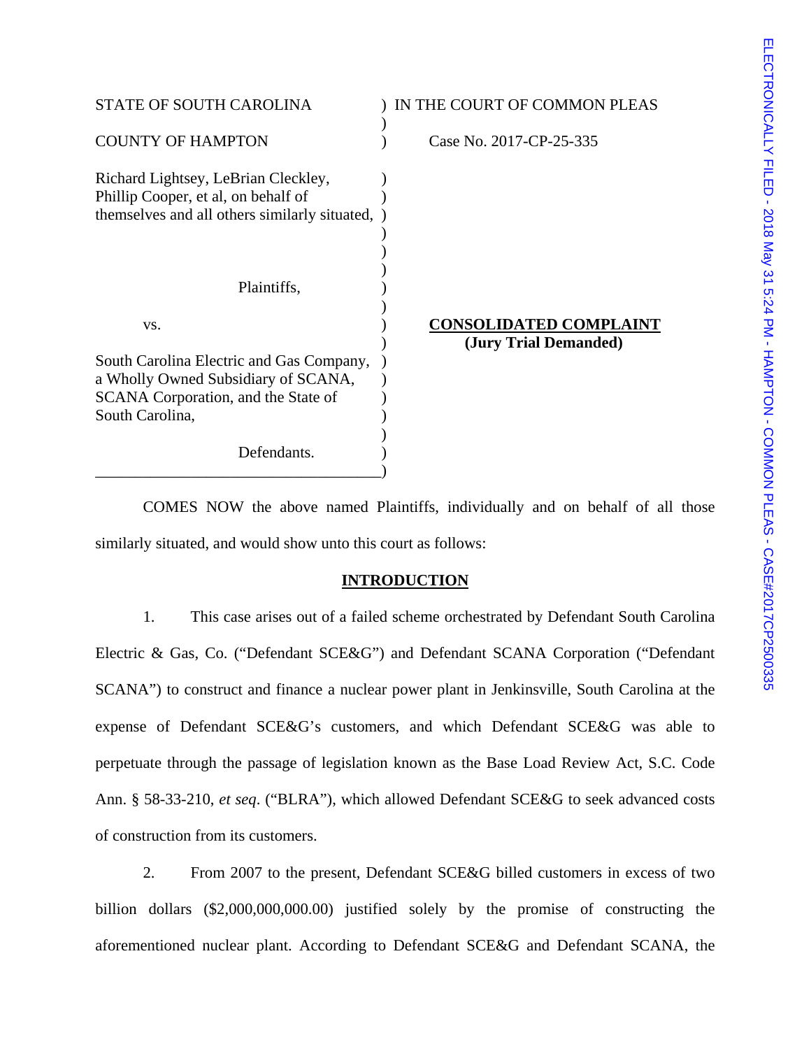STATE OF SOUTH CAROLINA ) IN THE COURT OF COMMON PLEAS

COUNTY OF HAMPTON ) Case No. 2017-CP-25-335

Richard Lightsey, LeBrian Cleckley, Phillip Cooper, et al, on behalf of themselves and all others similarly situated,

Plaintiffs,

vs.

South Carolina Electric and Gas Company, a Wholly Owned Subsidiary of SCANA, SCANA Corporation, and the State of South Carolina,

Defendants.

**CONSOLIDATED COMPLAINT**
**(Jury Trial Demanded)**

COMES NOW the above named Plaintiffs, individually and on behalf of all those similarly situated, and would show unto this court as follows:

## INTRODUCTION

1. This case arises out of a failed scheme orchestrated by Defendant South Carolina Electric & Gas, Co. ("Defendant SCE&G") and Defendant SCANA Corporation ("Defendant SCANA") to construct and finance a nuclear power plant in Jenkinsville, South Carolina at the expense of Defendant SCE&G's customers, and which Defendant SCE&G was able to perpetuate through the passage of legislation known as the Base Load Review Act, S.C. Code Ann. § 58-33-210, *et seq*. ("BLRA"), which allowed Defendant SCE&G to seek advanced costs of construction from its customers.

2. From 2007 to the present, Defendant SCE&G billed customers in excess of two billion dollars ($2,000,000,000.00) justified solely by the promise of constructing the aforementioned nuclear plant. According to Defendant SCE&G and Defendant SCANA, the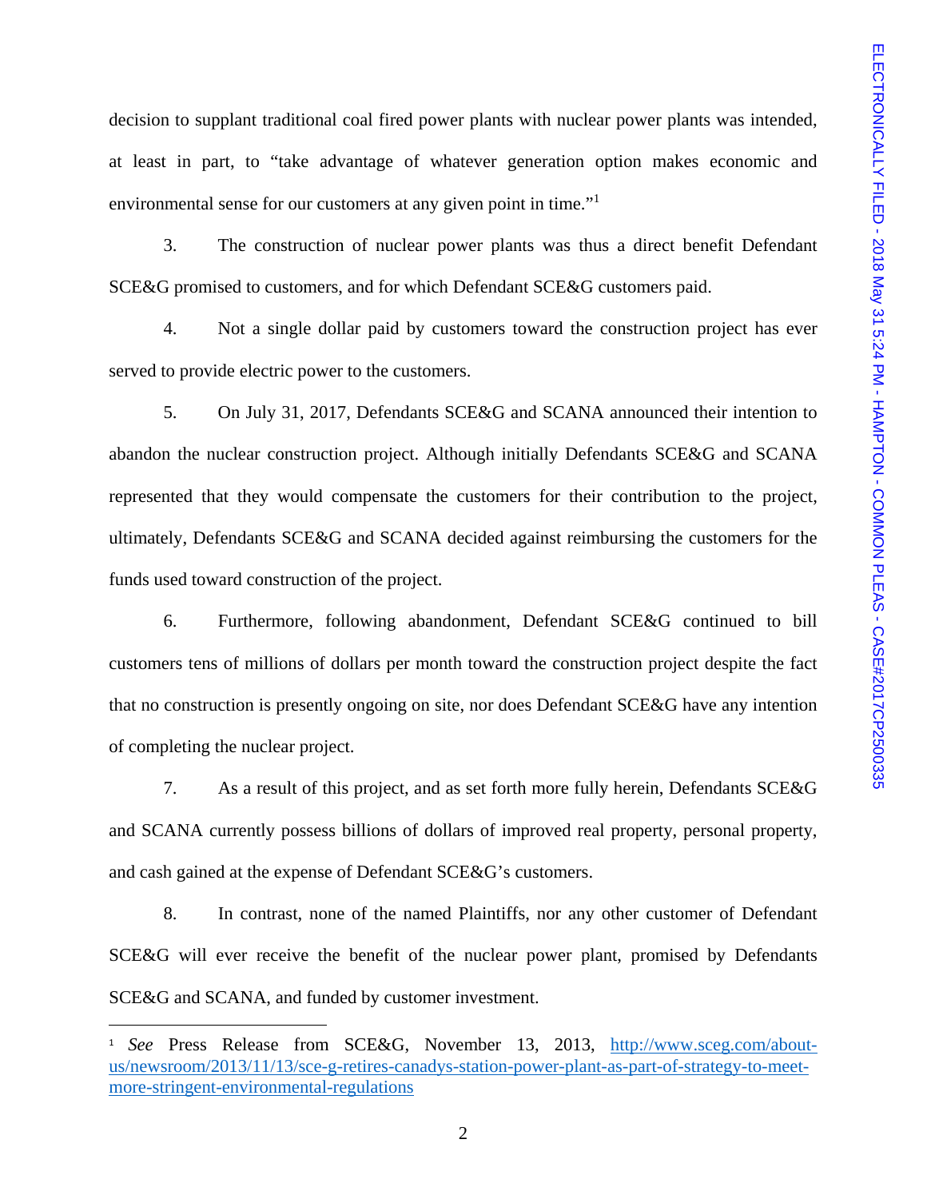decision to supplant traditional coal fired power plants with nuclear power plants was intended, at least in part, to "take advantage of whatever generation option makes economic and environmental sense for our customers at any given point in time."[1]

3. The construction of nuclear power plants was thus a direct benefit Defendant SCE&G promised to customers, and for which Defendant SCE&G customers paid.

4. Not a single dollar paid by customers toward the construction project has ever served to provide electric power to the customers.

5. On July 31, 2017, Defendants SCE&G and SCANA announced their intention to abandon the nuclear construction project. Although initially Defendants SCE&G and SCANA represented that they would compensate the customers for their contribution to the project, ultimately, Defendants SCE&G and SCANA decided against reimbursing the customers for the funds used toward construction of the project.

6. Furthermore, following abandonment, Defendant SCE&G continued to bill customers tens of millions of dollars per month toward the construction project despite the fact that no construction is presently ongoing on site, nor does Defendant SCE&G have any intention of completing the nuclear project.

7. As a result of this project, and as set forth more fully herein, Defendants SCE&G and SCANA currently possess billions of dollars of improved real property, personal property, and cash gained at the expense of Defendant SCE&G's customers.

8. In contrast, none of the named Plaintiffs, nor any other customer of Defendant SCE&G will ever receive the benefit of the nuclear power plant, promised by Defendants SCE&G and SCANA, and funded by customer investment.

---

[1] *See* Press Release from SCE&G, November 13, 2013, http://www.sceg.com/about-us/newsroom/2013/11/13/sce-g-retires-canadys-station-power-plant-as-part-of-strategy-to-meet-more-stringent-environmental-regulations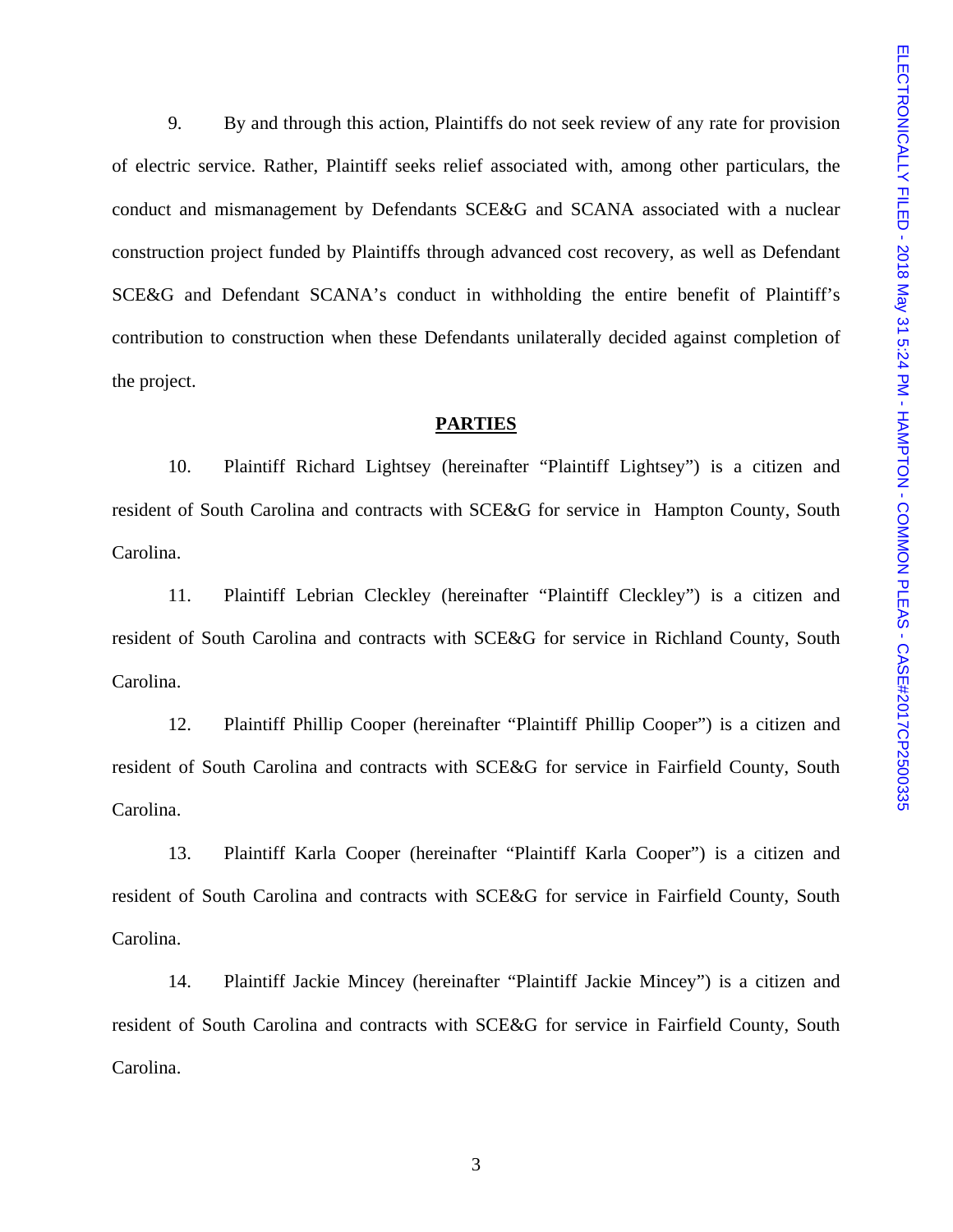9. By and through this action, Plaintiffs do not seek review of any rate for provision of electric service. Rather, Plaintiff seeks relief associated with, among other particulars, the conduct and mismanagement by Defendants SCE&G and SCANA associated with a nuclear construction project funded by Plaintiffs through advanced cost recovery, as well as Defendant SCE&G and Defendant SCANA's conduct in withholding the entire benefit of Plaintiff's contribution to construction when these Defendants unilaterally decided against completion of the project.

**PARTIES**

10. Plaintiff Richard Lightsey (hereinafter "Plaintiff Lightsey") is a citizen and resident of South Carolina and contracts with SCE&G for service in Hampton County, South Carolina.

11. Plaintiff Lebrian Cleckley (hereinafter "Plaintiff Cleckley") is a citizen and resident of South Carolina and contracts with SCE&G for service in Richland County, South Carolina.

12. Plaintiff Phillip Cooper (hereinafter "Plaintiff Phillip Cooper") is a citizen and resident of South Carolina and contracts with SCE&G for service in Fairfield County, South Carolina.

13. Plaintiff Karla Cooper (hereinafter "Plaintiff Karla Cooper") is a citizen and resident of South Carolina and contracts with SCE&G for service in Fairfield County, South Carolina.

14. Plaintiff Jackie Mincey (hereinafter "Plaintiff Jackie Mincey") is a citizen and resident of South Carolina and contracts with SCE&G for service in Fairfield County, South Carolina.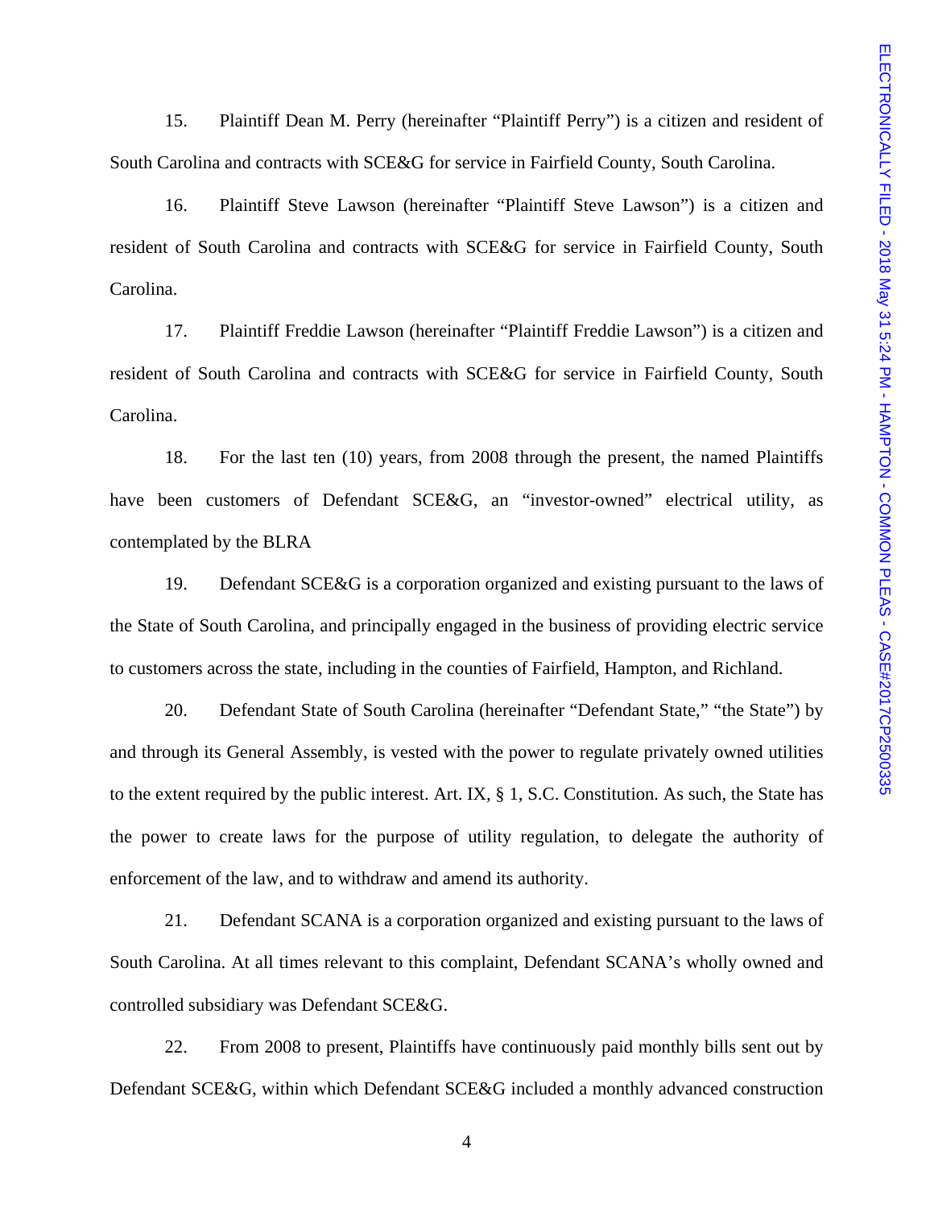15. Plaintiff Dean M. Perry (hereinafter "Plaintiff Perry") is a citizen and resident of South Carolina and contracts with SCE&G for service in Fairfield County, South Carolina.

16. Plaintiff Steve Lawson (hereinafter "Plaintiff Steve Lawson") is a citizen and resident of South Carolina and contracts with SCE&G for service in Fairfield County, South Carolina.

17. Plaintiff Freddie Lawson (hereinafter "Plaintiff Freddie Lawson") is a citizen and resident of South Carolina and contracts with SCE&G for service in Fairfield County, South Carolina.

18. For the last ten (10) years, from 2008 through the present, the named Plaintiffs have been customers of Defendant SCE&G, an "investor-owned" electrical utility, as contemplated by the BLRA

19. Defendant SCE&G is a corporation organized and existing pursuant to the laws of the State of South Carolina, and principally engaged in the business of providing electric service to customers across the state, including in the counties of Fairfield, Hampton, and Richland.

20. Defendant State of South Carolina (hereinafter "Defendant State," "the State") by and through its General Assembly, is vested with the power to regulate privately owned utilities to the extent required by the public interest. Art. IX, § 1, S.C. Constitution. As such, the State has the power to create laws for the purpose of utility regulation, to delegate the authority of enforcement of the law, and to withdraw and amend its authority.

21. Defendant SCANA is a corporation organized and existing pursuant to the laws of South Carolina. At all times relevant to this complaint, Defendant SCANA's wholly owned and controlled subsidiary was Defendant SCE&G.

22. From 2008 to present, Plaintiffs have continuously paid monthly bills sent out by Defendant SCE&G, within which Defendant SCE&G included a monthly advanced construction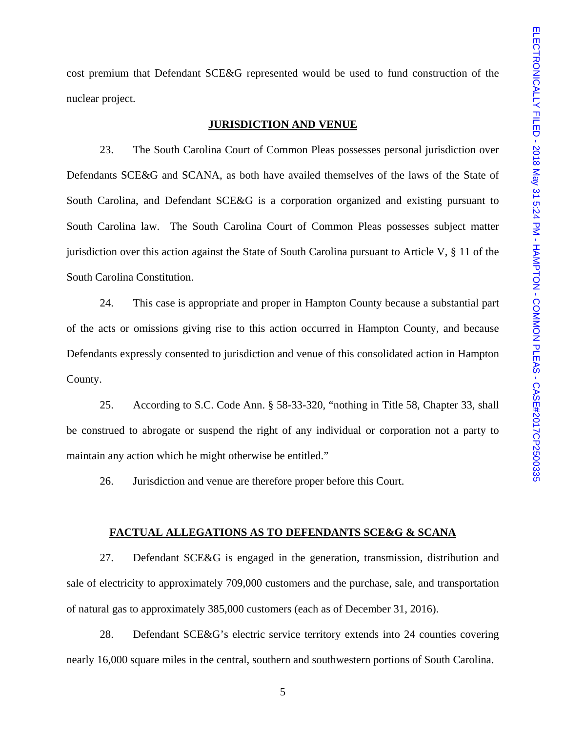cost premium that Defendant SCE&G represented would be used to fund construction of the nuclear project.

## JURISDICTION AND VENUE

23. The South Carolina Court of Common Pleas possesses personal jurisdiction over Defendants SCE&G and SCANA, as both have availed themselves of the laws of the State of South Carolina, and Defendant SCE&G is a corporation organized and existing pursuant to South Carolina law. The South Carolina Court of Common Pleas possesses subject matter jurisdiction over this action against the State of South Carolina pursuant to Article V, § 11 of the South Carolina Constitution.

24. This case is appropriate and proper in Hampton County because a substantial part of the acts or omissions giving rise to this action occurred in Hampton County, and because Defendants expressly consented to jurisdiction and venue of this consolidated action in Hampton County.

25. According to S.C. Code Ann. § 58-33-320, "nothing in Title 58, Chapter 33, shall be construed to abrogate or suspend the right of any individual or corporation not a party to maintain any action which he might otherwise be entitled."

26. Jurisdiction and venue are therefore proper before this Court.

## FACTUAL ALLEGATIONS AS TO DEFENDANTS SCE&G & SCANA

27. Defendant SCE&G is engaged in the generation, transmission, distribution and sale of electricity to approximately 709,000 customers and the purchase, sale, and transportation of natural gas to approximately 385,000 customers (each as of December 31, 2016).

28. Defendant SCE&G's electric service territory extends into 24 counties covering nearly 16,000 square miles in the central, southern and southwestern portions of South Carolina.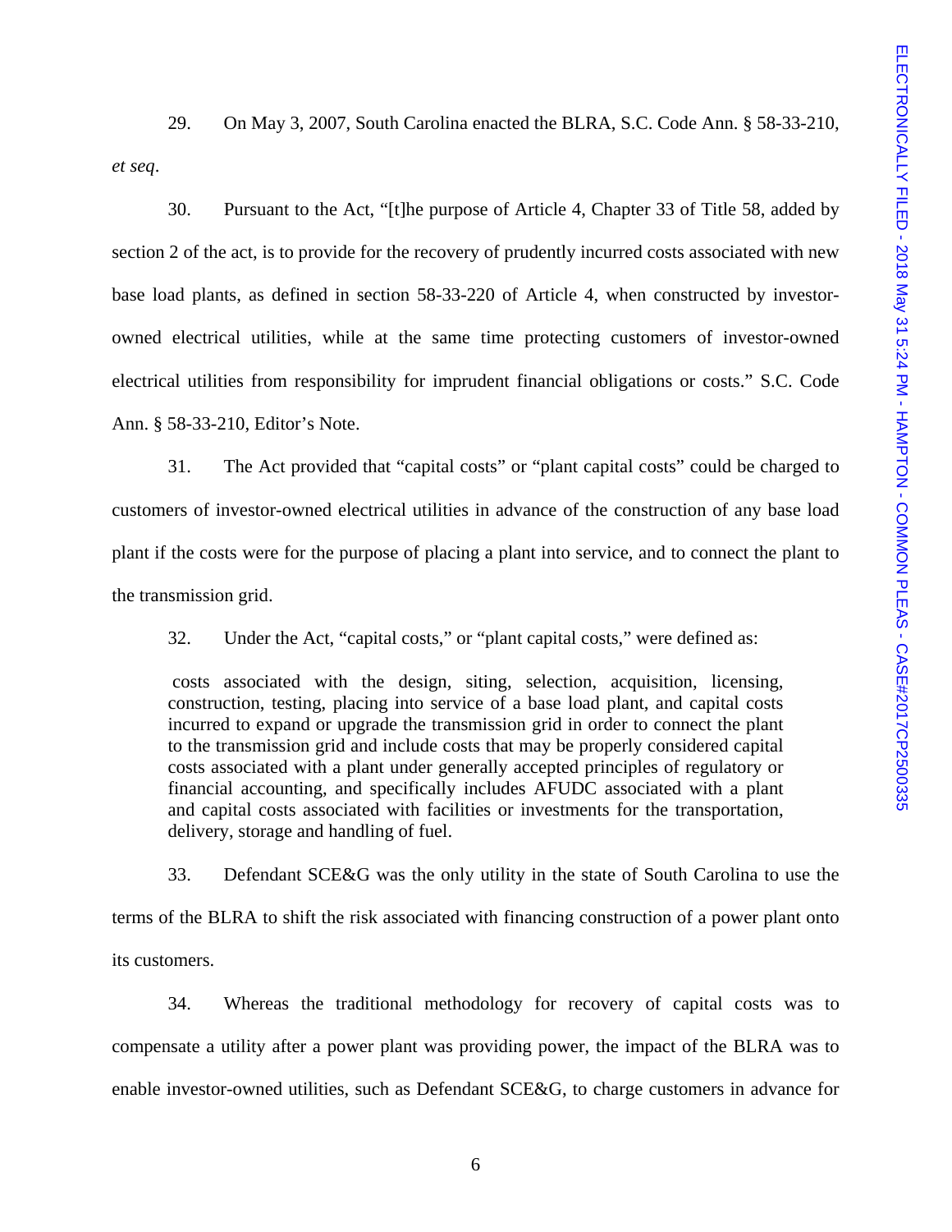29. On May 3, 2007, South Carolina enacted the BLRA, S.C. Code Ann. § 58-33-210, *et seq*.

30. Pursuant to the Act, "[t]he purpose of Article 4, Chapter 33 of Title 58, added by section 2 of the act, is to provide for the recovery of prudently incurred costs associated with new base load plants, as defined in section 58-33-220 of Article 4, when constructed by investor-owned electrical utilities, while at the same time protecting customers of investor-owned electrical utilities from responsibility for imprudent financial obligations or costs." S.C. Code Ann. § 58-33-210, Editor's Note.

31. The Act provided that "capital costs" or "plant capital costs" could be charged to customers of investor-owned electrical utilities in advance of the construction of any base load plant if the costs were for the purpose of placing a plant into service, and to connect the plant to the transmission grid.

32. Under the Act, "capital costs," or "plant capital costs," were defined as:

> costs associated with the design, siting, selection, acquisition, licensing, construction, testing, placing into service of a base load plant, and capital costs incurred to expand or upgrade the transmission grid in order to connect the plant to the transmission grid and include costs that may be properly considered capital costs associated with a plant under generally accepted principles of regulatory or financial accounting, and specifically includes AFUDC associated with a plant and capital costs associated with facilities or investments for the transportation, delivery, storage and handling of fuel.

33. Defendant SCE&G was the only utility in the state of South Carolina to use the terms of the BLRA to shift the risk associated with financing construction of a power plant onto its customers.

34. Whereas the traditional methodology for recovery of capital costs was to compensate a utility after a power plant was providing power, the impact of the BLRA was to enable investor-owned utilities, such as Defendant SCE&G, to charge customers in advance for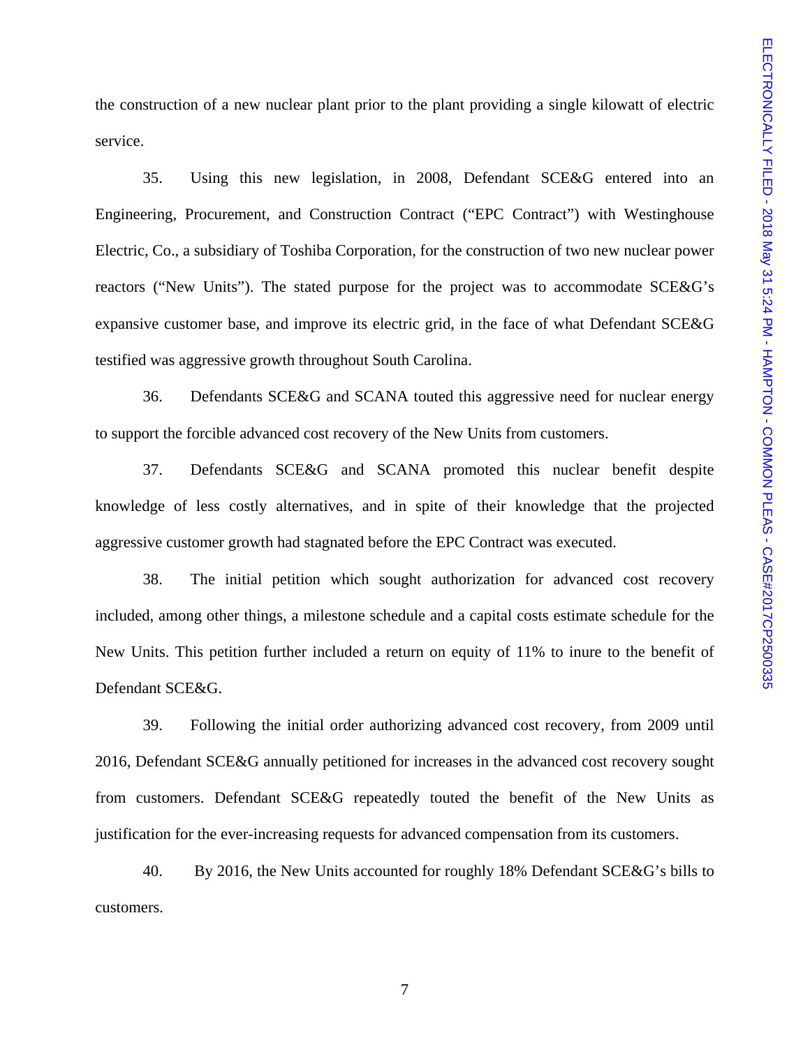the construction of a new nuclear plant prior to the plant providing a single kilowatt of electric service.

35. Using this new legislation, in 2008, Defendant SCE&G entered into an Engineering, Procurement, and Construction Contract ("EPC Contract") with Westinghouse Electric, Co., a subsidiary of Toshiba Corporation, for the construction of two new nuclear power reactors ("New Units"). The stated purpose for the project was to accommodate SCE&G's expansive customer base, and improve its electric grid, in the face of what Defendant SCE&G testified was aggressive growth throughout South Carolina.

36. Defendants SCE&G and SCANA touted this aggressive need for nuclear energy to support the forcible advanced cost recovery of the New Units from customers.

37. Defendants SCE&G and SCANA promoted this nuclear benefit despite knowledge of less costly alternatives, and in spite of their knowledge that the projected aggressive customer growth had stagnated before the EPC Contract was executed.

38. The initial petition which sought authorization for advanced cost recovery included, among other things, a milestone schedule and a capital costs estimate schedule for the New Units. This petition further included a return on equity of 11% to inure to the benefit of Defendant SCE&G.

39. Following the initial order authorizing advanced cost recovery, from 2009 until 2016, Defendant SCE&G annually petitioned for increases in the advanced cost recovery sought from customers. Defendant SCE&G repeatedly touted the benefit of the New Units as justification for the ever-increasing requests for advanced compensation from its customers.

40. By 2016, the New Units accounted for roughly 18% Defendant SCE&G's bills to customers.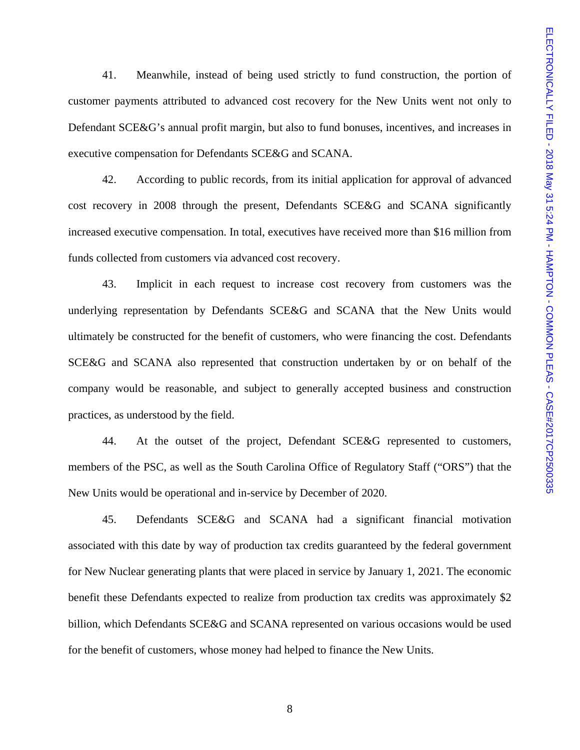41. Meanwhile, instead of being used strictly to fund construction, the portion of customer payments attributed to advanced cost recovery for the New Units went not only to Defendant SCE&G's annual profit margin, but also to fund bonuses, incentives, and increases in executive compensation for Defendants SCE&G and SCANA.

42. According to public records, from its initial application for approval of advanced cost recovery in 2008 through the present, Defendants SCE&G and SCANA significantly increased executive compensation. In total, executives have received more than $16 million from funds collected from customers via advanced cost recovery.

43. Implicit in each request to increase cost recovery from customers was the underlying representation by Defendants SCE&G and SCANA that the New Units would ultimately be constructed for the benefit of customers, who were financing the cost. Defendants SCE&G and SCANA also represented that construction undertaken by or on behalf of the company would be reasonable, and subject to generally accepted business and construction practices, as understood by the field.

44. At the outset of the project, Defendant SCE&G represented to customers, members of the PSC, as well as the South Carolina Office of Regulatory Staff ("ORS") that the New Units would be operational and in-service by December of 2020.

45. Defendants SCE&G and SCANA had a significant financial motivation associated with this date by way of production tax credits guaranteed by the federal government for New Nuclear generating plants that were placed in service by January 1, 2021. The economic benefit these Defendants expected to realize from production tax credits was approximately $2 billion, which Defendants SCE&G and SCANA represented on various occasions would be used for the benefit of customers, whose money had helped to finance the New Units.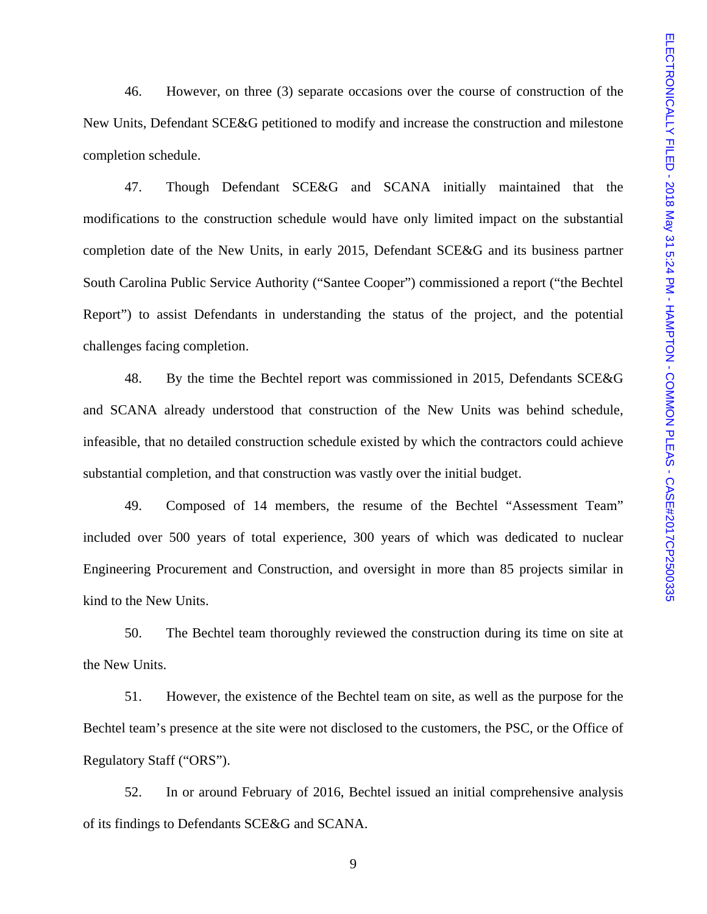46. However, on three (3) separate occasions over the course of construction of the New Units, Defendant SCE&G petitioned to modify and increase the construction and milestone completion schedule.

47. Though Defendant SCE&G and SCANA initially maintained that the modifications to the construction schedule would have only limited impact on the substantial completion date of the New Units, in early 2015, Defendant SCE&G and its business partner South Carolina Public Service Authority ("Santee Cooper") commissioned a report ("the Bechtel Report") to assist Defendants in understanding the status of the project, and the potential challenges facing completion.

48. By the time the Bechtel report was commissioned in 2015, Defendants SCE&G and SCANA already understood that construction of the New Units was behind schedule, infeasible, that no detailed construction schedule existed by which the contractors could achieve substantial completion, and that construction was vastly over the initial budget.

49. Composed of 14 members, the resume of the Bechtel "Assessment Team" included over 500 years of total experience, 300 years of which was dedicated to nuclear Engineering Procurement and Construction, and oversight in more than 85 projects similar in kind to the New Units.

50. The Bechtel team thoroughly reviewed the construction during its time on site at the New Units.

51. However, the existence of the Bechtel team on site, as well as the purpose for the Bechtel team's presence at the site were not disclosed to the customers, the PSC, or the Office of Regulatory Staff ("ORS").

52. In or around February of 2016, Bechtel issued an initial comprehensive analysis of its findings to Defendants SCE&G and SCANA.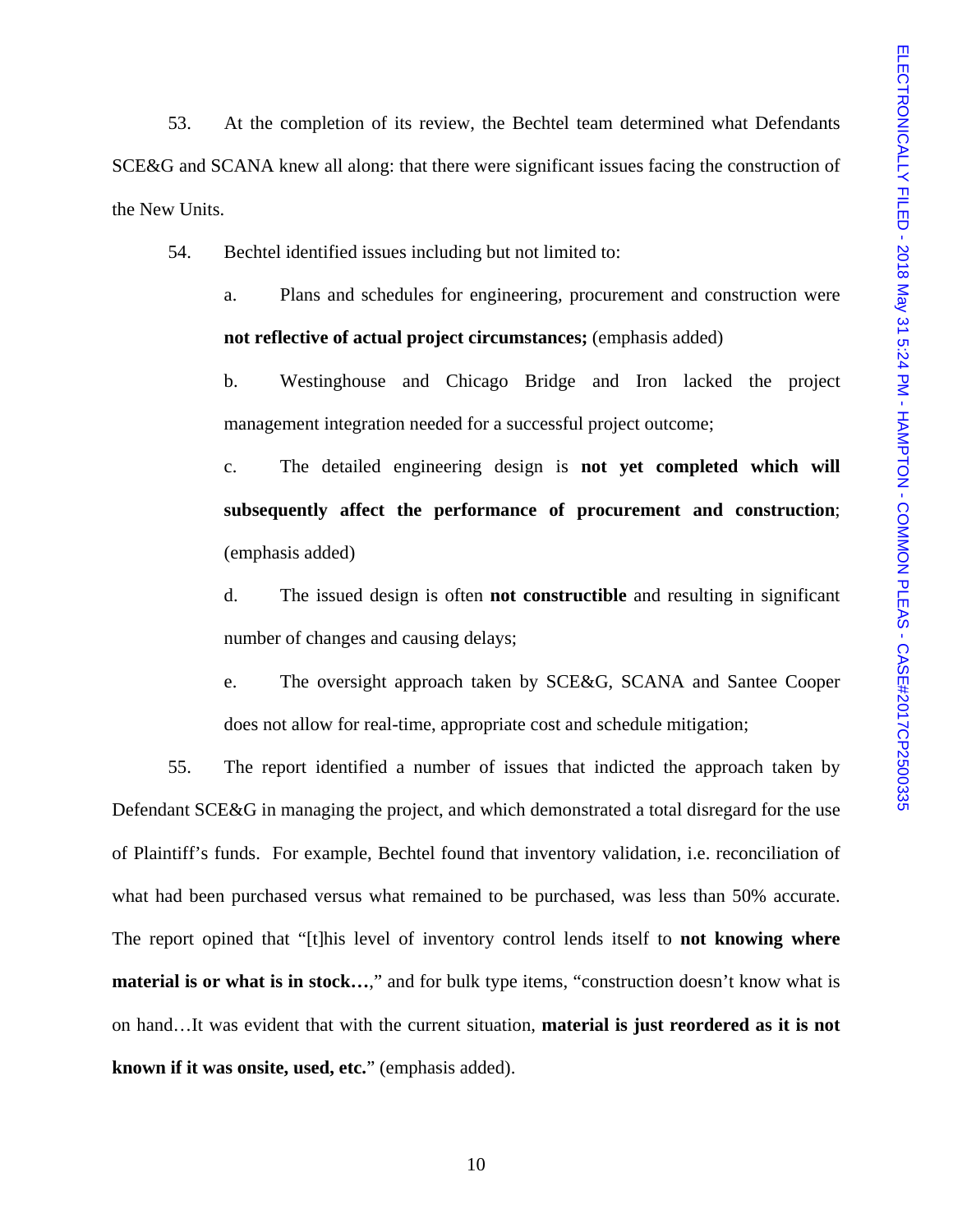53. At the completion of its review, the Bechtel team determined what Defendants SCE&G and SCANA knew all along: that there were significant issues facing the construction of the New Units.

54. Bechtel identified issues including but not limited to:

a. Plans and schedules for engineering, procurement and construction were **not reflective of actual project circumstances;** (emphasis added)

b. Westinghouse and Chicago Bridge and Iron lacked the project management integration needed for a successful project outcome;

c. The detailed engineering design is **not yet completed which will subsequently affect the performance of procurement and construction**; (emphasis added)

d. The issued design is often **not constructible** and resulting in significant number of changes and causing delays;

e. The oversight approach taken by SCE&G, SCANA and Santee Cooper does not allow for real-time, appropriate cost and schedule mitigation;

55. The report identified a number of issues that indicted the approach taken by Defendant SCE&G in managing the project, and which demonstrated a total disregard for the use of Plaintiff's funds. For example, Bechtel found that inventory validation, i.e. reconciliation of what had been purchased versus what remained to be purchased, was less than 50% accurate. The report opined that "[t]his level of inventory control lends itself to **not knowing where material is or what is in stock…**," and for bulk type items, "construction doesn't know what is on hand…It was evident that with the current situation, **material is just reordered as it is not known if it was onsite, used, etc.**" (emphasis added).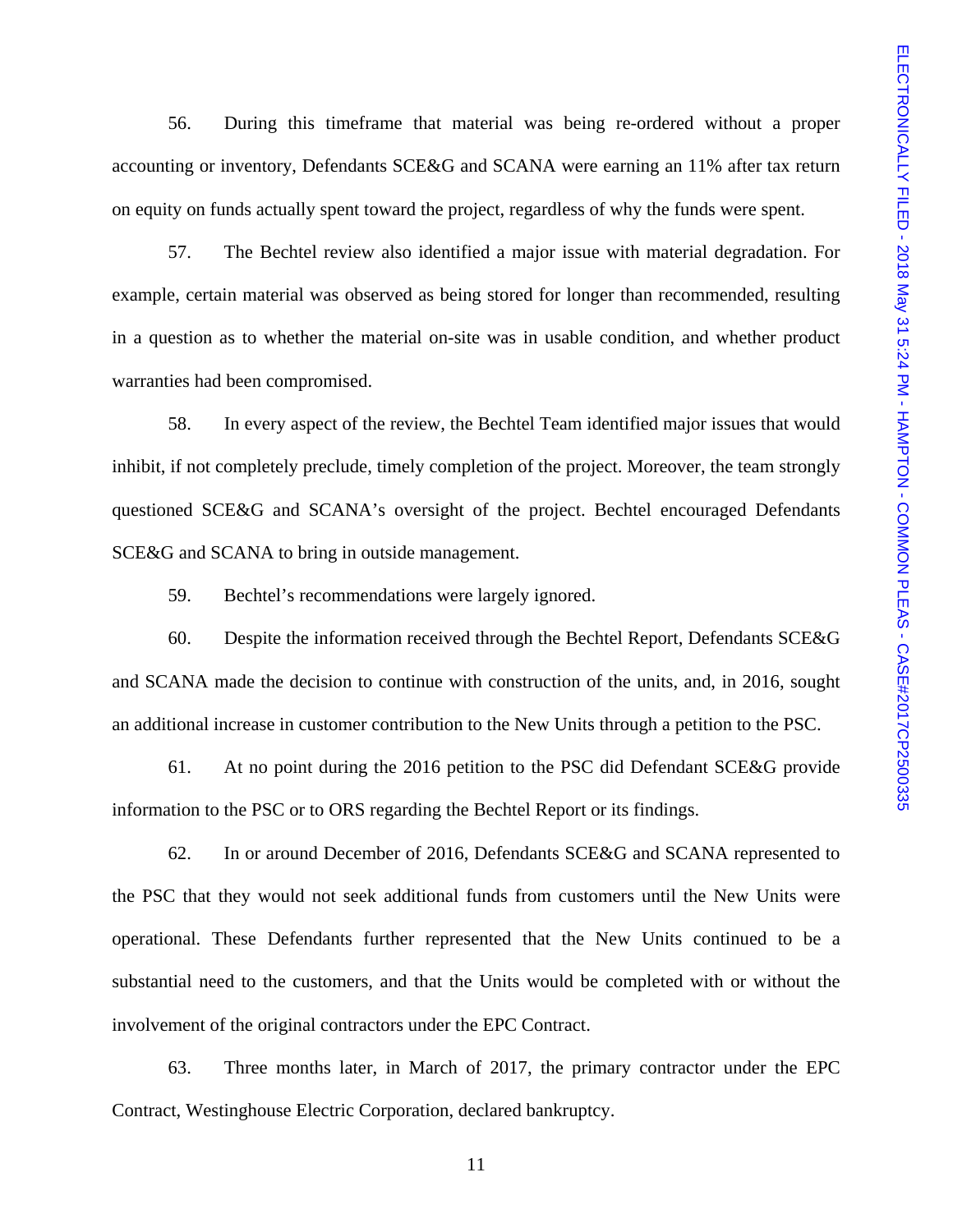56. During this timeframe that material was being re-ordered without a proper accounting or inventory, Defendants SCE&G and SCANA were earning an 11% after tax return on equity on funds actually spent toward the project, regardless of why the funds were spent.

57. The Bechtel review also identified a major issue with material degradation. For example, certain material was observed as being stored for longer than recommended, resulting in a question as to whether the material on-site was in usable condition, and whether product warranties had been compromised.

58. In every aspect of the review, the Bechtel Team identified major issues that would inhibit, if not completely preclude, timely completion of the project. Moreover, the team strongly questioned SCE&G and SCANA's oversight of the project. Bechtel encouraged Defendants SCE&G and SCANA to bring in outside management.

59. Bechtel's recommendations were largely ignored.

60. Despite the information received through the Bechtel Report, Defendants SCE&G and SCANA made the decision to continue with construction of the units, and, in 2016, sought an additional increase in customer contribution to the New Units through a petition to the PSC.

61. At no point during the 2016 petition to the PSC did Defendant SCE&G provide information to the PSC or to ORS regarding the Bechtel Report or its findings.

62. In or around December of 2016, Defendants SCE&G and SCANA represented to the PSC that they would not seek additional funds from customers until the New Units were operational. These Defendants further represented that the New Units continued to be a substantial need to the customers, and that the Units would be completed with or without the involvement of the original contractors under the EPC Contract.

63. Three months later, in March of 2017, the primary contractor under the EPC Contract, Westinghouse Electric Corporation, declared bankruptcy.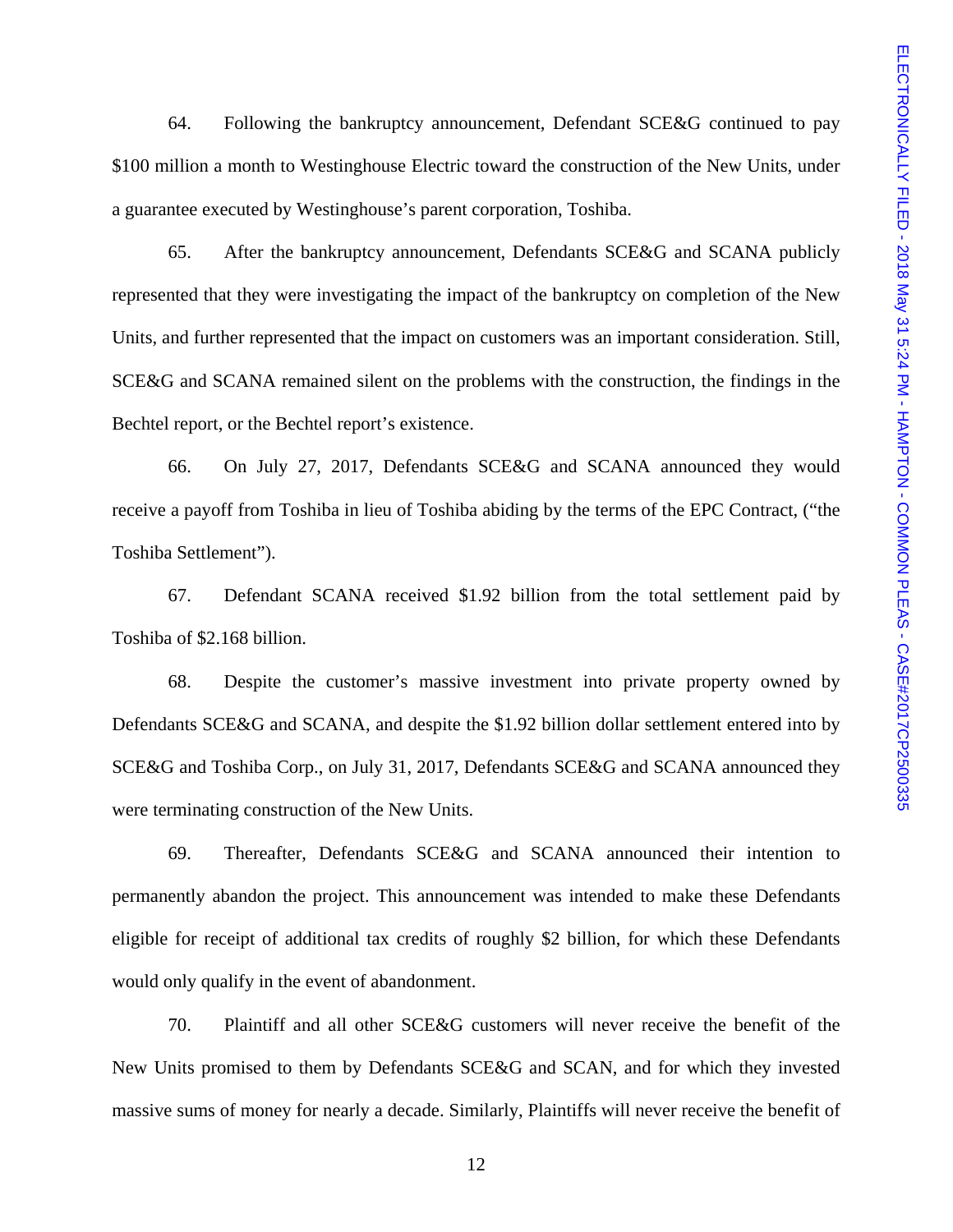64. Following the bankruptcy announcement, Defendant SCE&G continued to pay $100 million a month to Westinghouse Electric toward the construction of the New Units, under a guarantee executed by Westinghouse's parent corporation, Toshiba.

65. After the bankruptcy announcement, Defendants SCE&G and SCANA publicly represented that they were investigating the impact of the bankruptcy on completion of the New Units, and further represented that the impact on customers was an important consideration. Still, SCE&G and SCANA remained silent on the problems with the construction, the findings in the Bechtel report, or the Bechtel report's existence.

66. On July 27, 2017, Defendants SCE&G and SCANA announced they would receive a payoff from Toshiba in lieu of Toshiba abiding by the terms of the EPC Contract, ("the Toshiba Settlement").

67. Defendant SCANA received $1.92 billion from the total settlement paid by Toshiba of $2.168 billion.

68. Despite the customer's massive investment into private property owned by Defendants SCE&G and SCANA, and despite the $1.92 billion dollar settlement entered into by SCE&G and Toshiba Corp., on July 31, 2017, Defendants SCE&G and SCANA announced they were terminating construction of the New Units.

69. Thereafter, Defendants SCE&G and SCANA announced their intention to permanently abandon the project. This announcement was intended to make these Defendants eligible for receipt of additional tax credits of roughly $2 billion, for which these Defendants would only qualify in the event of abandonment.

70. Plaintiff and all other SCE&G customers will never receive the benefit of the New Units promised to them by Defendants SCE&G and SCAN, and for which they invested massive sums of money for nearly a decade. Similarly, Plaintiffs will never receive the benefit of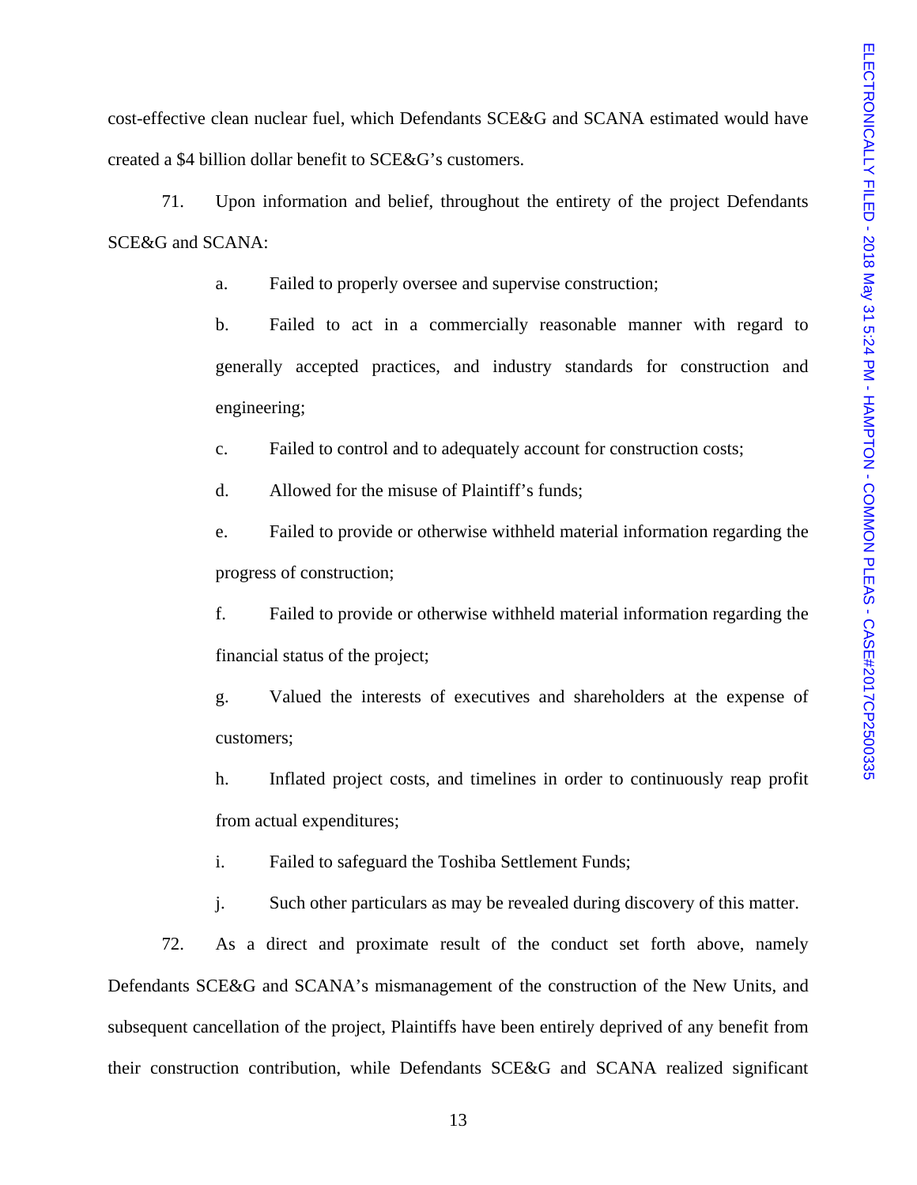cost-effective clean nuclear fuel, which Defendants SCE&G and SCANA estimated would have created a $4 billion dollar benefit to SCE&G's customers.

71. Upon information and belief, throughout the entirety of the project Defendants SCE&G and SCANA:

a. Failed to properly oversee and supervise construction;

b. Failed to act in a commercially reasonable manner with regard to generally accepted practices, and industry standards for construction and engineering;

c. Failed to control and to adequately account for construction costs;

d. Allowed for the misuse of Plaintiff's funds;

e. Failed to provide or otherwise withheld material information regarding the progress of construction;

f. Failed to provide or otherwise withheld material information regarding the financial status of the project;

g. Valued the interests of executives and shareholders at the expense of customers;

h. Inflated project costs, and timelines in order to continuously reap profit from actual expenditures;

i. Failed to safeguard the Toshiba Settlement Funds;

j. Such other particulars as may be revealed during discovery of this matter.

72. As a direct and proximate result of the conduct set forth above, namely Defendants SCE&G and SCANA's mismanagement of the construction of the New Units, and subsequent cancellation of the project, Plaintiffs have been entirely deprived of any benefit from their construction contribution, while Defendants SCE&G and SCANA realized significant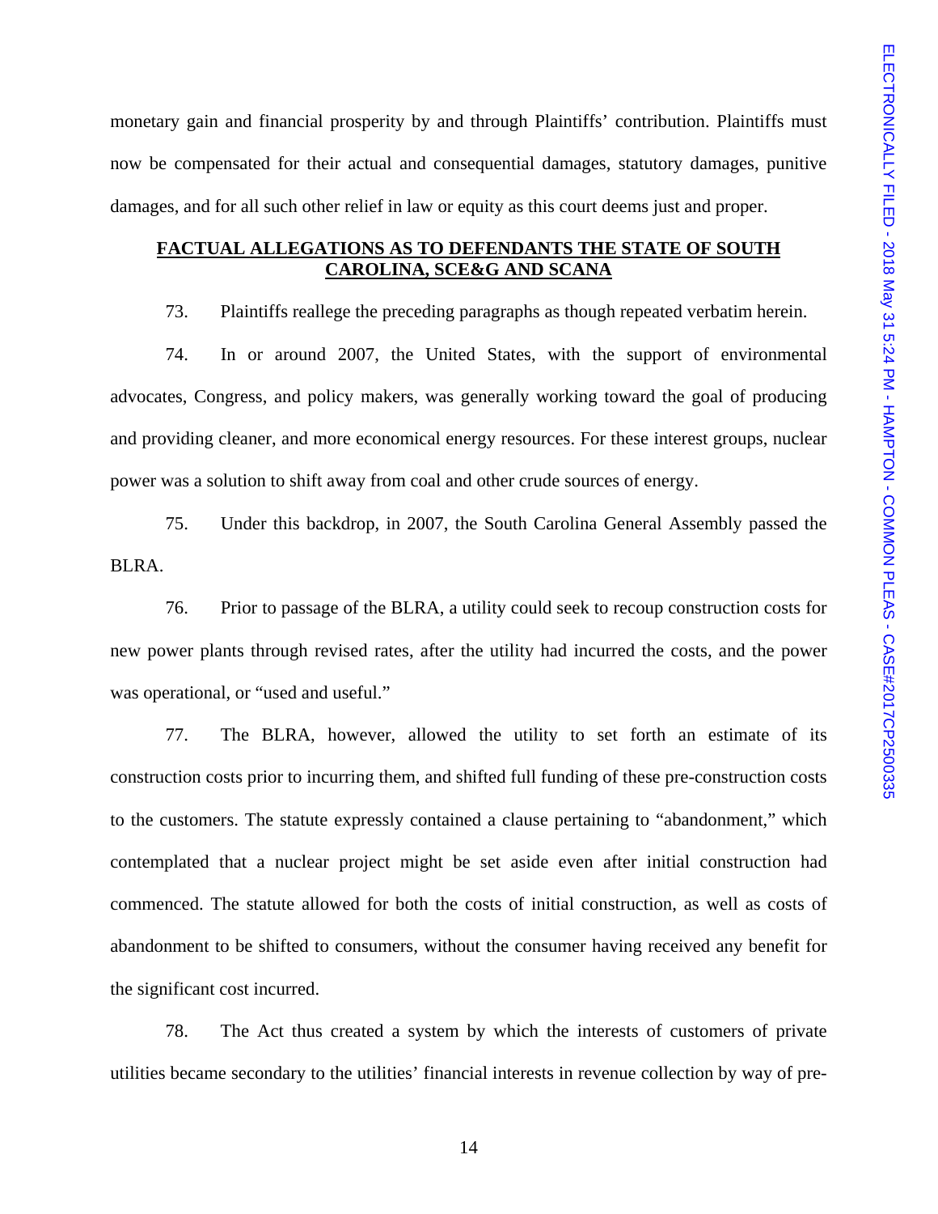monetary gain and financial prosperity by and through Plaintiffs' contribution. Plaintiffs must now be compensated for their actual and consequential damages, statutory damages, punitive damages, and for all such other relief in law or equity as this court deems just and proper.

## FACTUAL ALLEGATIONS AS TO DEFENDANTS THE STATE OF SOUTH CAROLINA, SCE&G AND SCANA

73. Plaintiffs reallege the preceding paragraphs as though repeated verbatim herein.

74. In or around 2007, the United States, with the support of environmental advocates, Congress, and policy makers, was generally working toward the goal of producing and providing cleaner, and more economical energy resources. For these interest groups, nuclear power was a solution to shift away from coal and other crude sources of energy.

75. Under this backdrop, in 2007, the South Carolina General Assembly passed the BLRA.

76. Prior to passage of the BLRA, a utility could seek to recoup construction costs for new power plants through revised rates, after the utility had incurred the costs, and the power was operational, or "used and useful."

77. The BLRA, however, allowed the utility to set forth an estimate of its construction costs prior to incurring them, and shifted full funding of these pre-construction costs to the customers. The statute expressly contained a clause pertaining to "abandonment," which contemplated that a nuclear project might be set aside even after initial construction had commenced. The statute allowed for both the costs of initial construction, as well as costs of abandonment to be shifted to consumers, without the consumer having received any benefit for the significant cost incurred.

78. The Act thus created a system by which the interests of customers of private utilities became secondary to the utilities' financial interests in revenue collection by way of pre-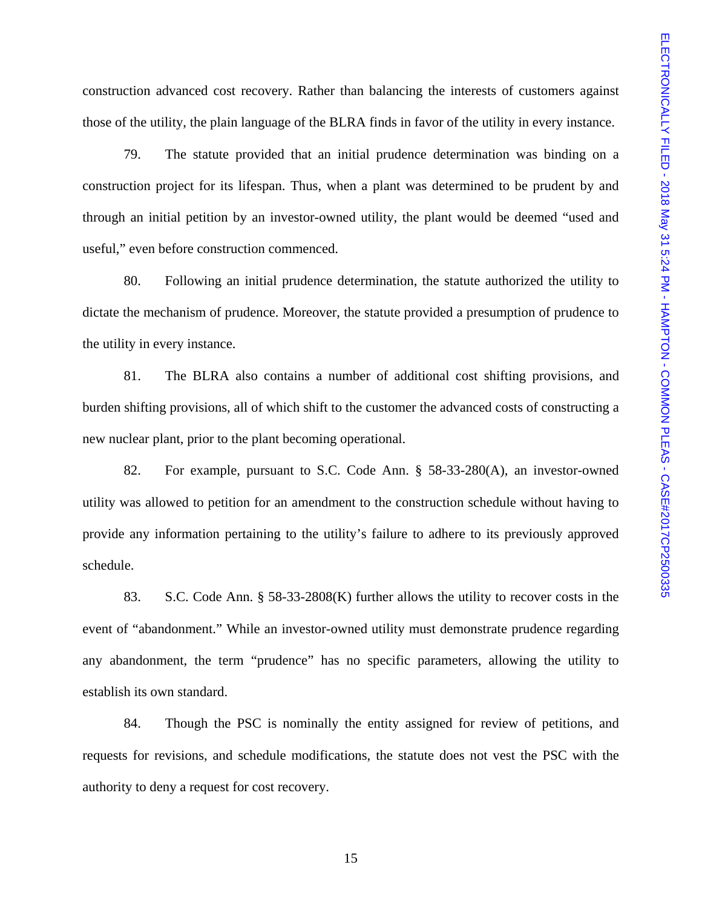construction advanced cost recovery. Rather than balancing the interests of customers against those of the utility, the plain language of the BLRA finds in favor of the utility in every instance.

79. The statute provided that an initial prudence determination was binding on a construction project for its lifespan. Thus, when a plant was determined to be prudent by and through an initial petition by an investor-owned utility, the plant would be deemed "used and useful," even before construction commenced.

80. Following an initial prudence determination, the statute authorized the utility to dictate the mechanism of prudence. Moreover, the statute provided a presumption of prudence to the utility in every instance.

81. The BLRA also contains a number of additional cost shifting provisions, and burden shifting provisions, all of which shift to the customer the advanced costs of constructing a new nuclear plant, prior to the plant becoming operational.

82. For example, pursuant to S.C. Code Ann. § 58-33-280(A), an investor-owned utility was allowed to petition for an amendment to the construction schedule without having to provide any information pertaining to the utility's failure to adhere to its previously approved schedule.

83. S.C. Code Ann. § 58-33-2808(K) further allows the utility to recover costs in the event of "abandonment." While an investor-owned utility must demonstrate prudence regarding any abandonment, the term "prudence" has no specific parameters, allowing the utility to establish its own standard.

84. Though the PSC is nominally the entity assigned for review of petitions, and requests for revisions, and schedule modifications, the statute does not vest the PSC with the authority to deny a request for cost recovery.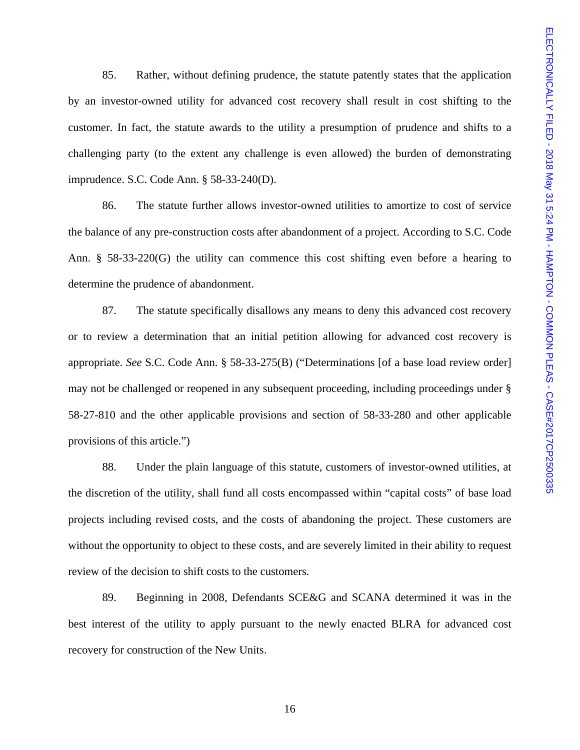85. Rather, without defining prudence, the statute patently states that the application by an investor-owned utility for advanced cost recovery shall result in cost shifting to the customer. In fact, the statute awards to the utility a presumption of prudence and shifts to a challenging party (to the extent any challenge is even allowed) the burden of demonstrating imprudence. S.C. Code Ann. § 58-33-240(D).

86. The statute further allows investor-owned utilities to amortize to cost of service the balance of any pre-construction costs after abandonment of a project. According to S.C. Code Ann. § 58-33-220(G) the utility can commence this cost shifting even before a hearing to determine the prudence of abandonment.

87. The statute specifically disallows any means to deny this advanced cost recovery or to review a determination that an initial petition allowing for advanced cost recovery is appropriate. *See* S.C. Code Ann. § 58-33-275(B) ("Determinations [of a base load review order] may not be challenged or reopened in any subsequent proceeding, including proceedings under § 58-27-810 and the other applicable provisions and section of 58-33-280 and other applicable provisions of this article.")

88. Under the plain language of this statute, customers of investor-owned utilities, at the discretion of the utility, shall fund all costs encompassed within "capital costs" of base load projects including revised costs, and the costs of abandoning the project. These customers are without the opportunity to object to these costs, and are severely limited in their ability to request review of the decision to shift costs to the customers.

89. Beginning in 2008, Defendants SCE&G and SCANA determined it was in the best interest of the utility to apply pursuant to the newly enacted BLRA for advanced cost recovery for construction of the New Units.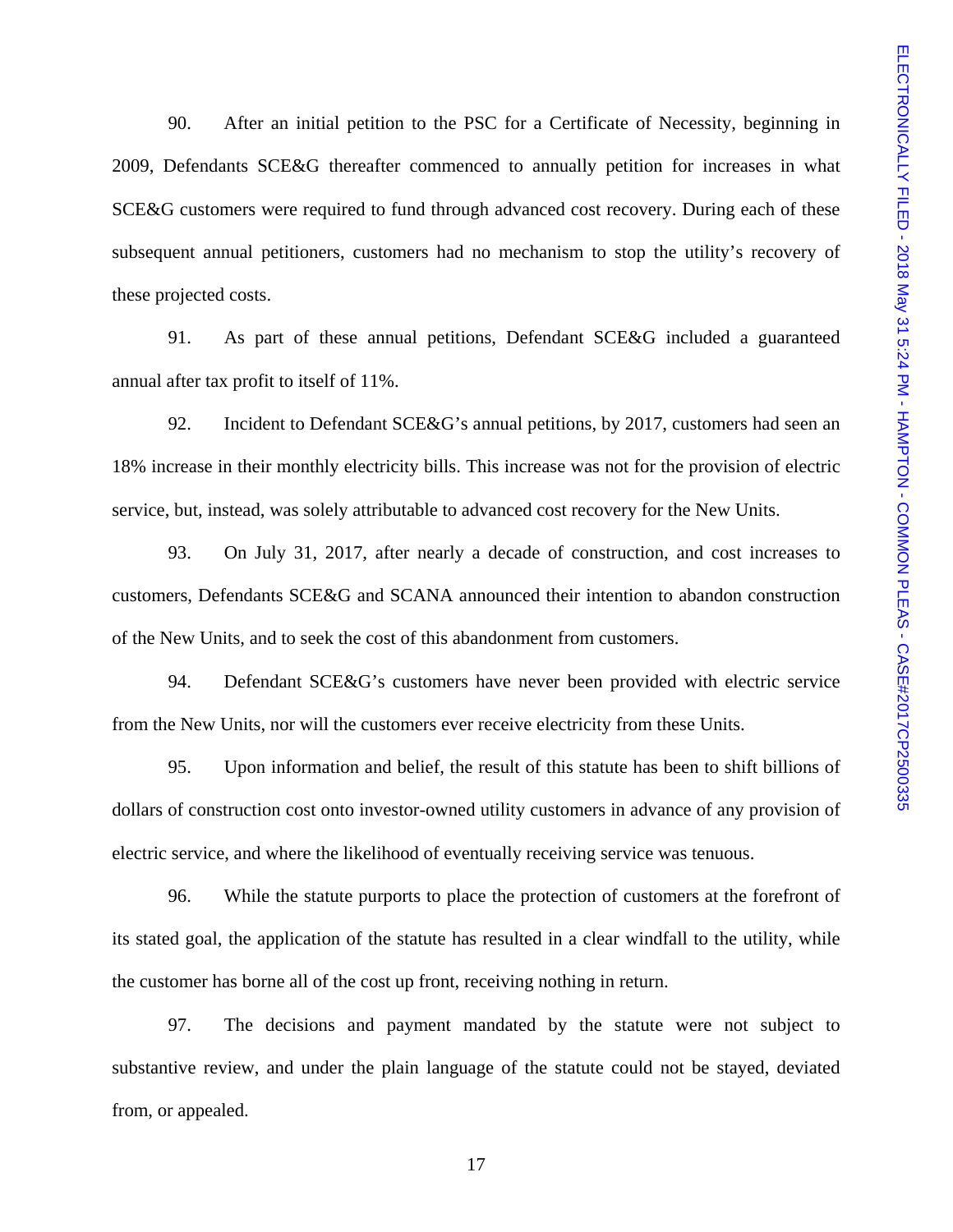90. After an initial petition to the PSC for a Certificate of Necessity, beginning in 2009, Defendants SCE&G thereafter commenced to annually petition for increases in what SCE&G customers were required to fund through advanced cost recovery. During each of these subsequent annual petitioners, customers had no mechanism to stop the utility's recovery of these projected costs.

91. As part of these annual petitions, Defendant SCE&G included a guaranteed annual after tax profit to itself of 11%.

92. Incident to Defendant SCE&G's annual petitions, by 2017, customers had seen an 18% increase in their monthly electricity bills. This increase was not for the provision of electric service, but, instead, was solely attributable to advanced cost recovery for the New Units.

93. On July 31, 2017, after nearly a decade of construction, and cost increases to customers, Defendants SCE&G and SCANA announced their intention to abandon construction of the New Units, and to seek the cost of this abandonment from customers.

94. Defendant SCE&G's customers have never been provided with electric service from the New Units, nor will the customers ever receive electricity from these Units.

95. Upon information and belief, the result of this statute has been to shift billions of dollars of construction cost onto investor-owned utility customers in advance of any provision of electric service, and where the likelihood of eventually receiving service was tenuous.

96. While the statute purports to place the protection of customers at the forefront of its stated goal, the application of the statute has resulted in a clear windfall to the utility, while the customer has borne all of the cost up front, receiving nothing in return.

97. The decisions and payment mandated by the statute were not subject to substantive review, and under the plain language of the statute could not be stayed, deviated from, or appealed.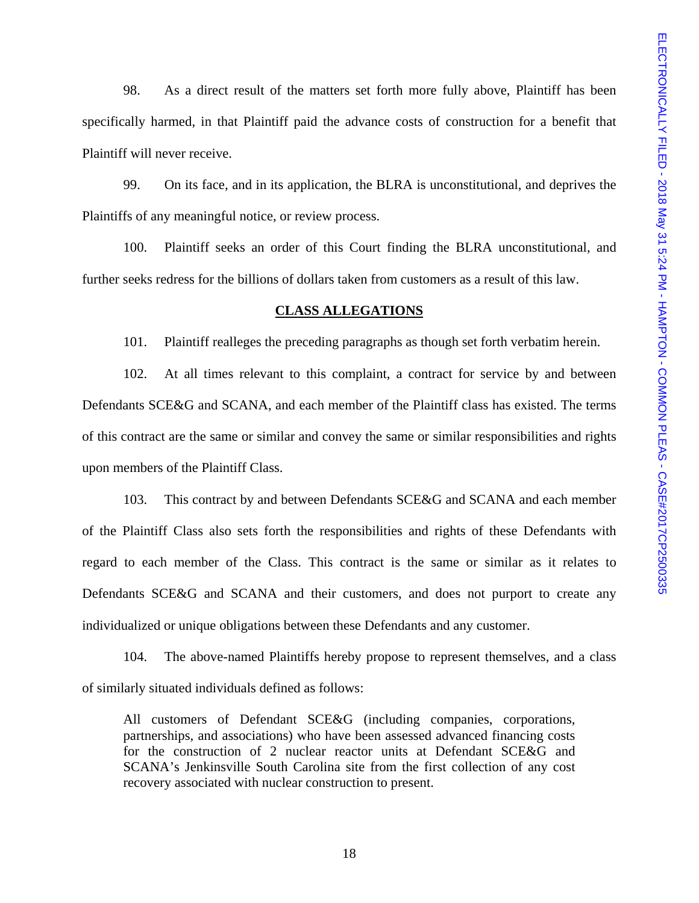98. As a direct result of the matters set forth more fully above, Plaintiff has been specifically harmed, in that Plaintiff paid the advance costs of construction for a benefit that Plaintiff will never receive.

99. On its face, and in its application, the BLRA is unconstitutional, and deprives the Plaintiffs of any meaningful notice, or review process.

100. Plaintiff seeks an order of this Court finding the BLRA unconstitutional, and further seeks redress for the billions of dollars taken from customers as a result of this law.

## CLASS ALLEGATIONS

101. Plaintiff realleges the preceding paragraphs as though set forth verbatim herein.

102. At all times relevant to this complaint, a contract for service by and between Defendants SCE&G and SCANA, and each member of the Plaintiff class has existed. The terms of this contract are the same or similar and convey the same or similar responsibilities and rights upon members of the Plaintiff Class.

103. This contract by and between Defendants SCE&G and SCANA and each member of the Plaintiff Class also sets forth the responsibilities and rights of these Defendants with regard to each member of the Class. This contract is the same or similar as it relates to Defendants SCE&G and SCANA and their customers, and does not purport to create any individualized or unique obligations between these Defendants and any customer.

104. The above-named Plaintiffs hereby propose to represent themselves, and a class of similarly situated individuals defined as follows:

> All customers of Defendant SCE&G (including companies, corporations, partnerships, and associations) who have been assessed advanced financing costs for the construction of 2 nuclear reactor units at Defendant SCE&G and SCANA's Jenkinsville South Carolina site from the first collection of any cost recovery associated with nuclear construction to present.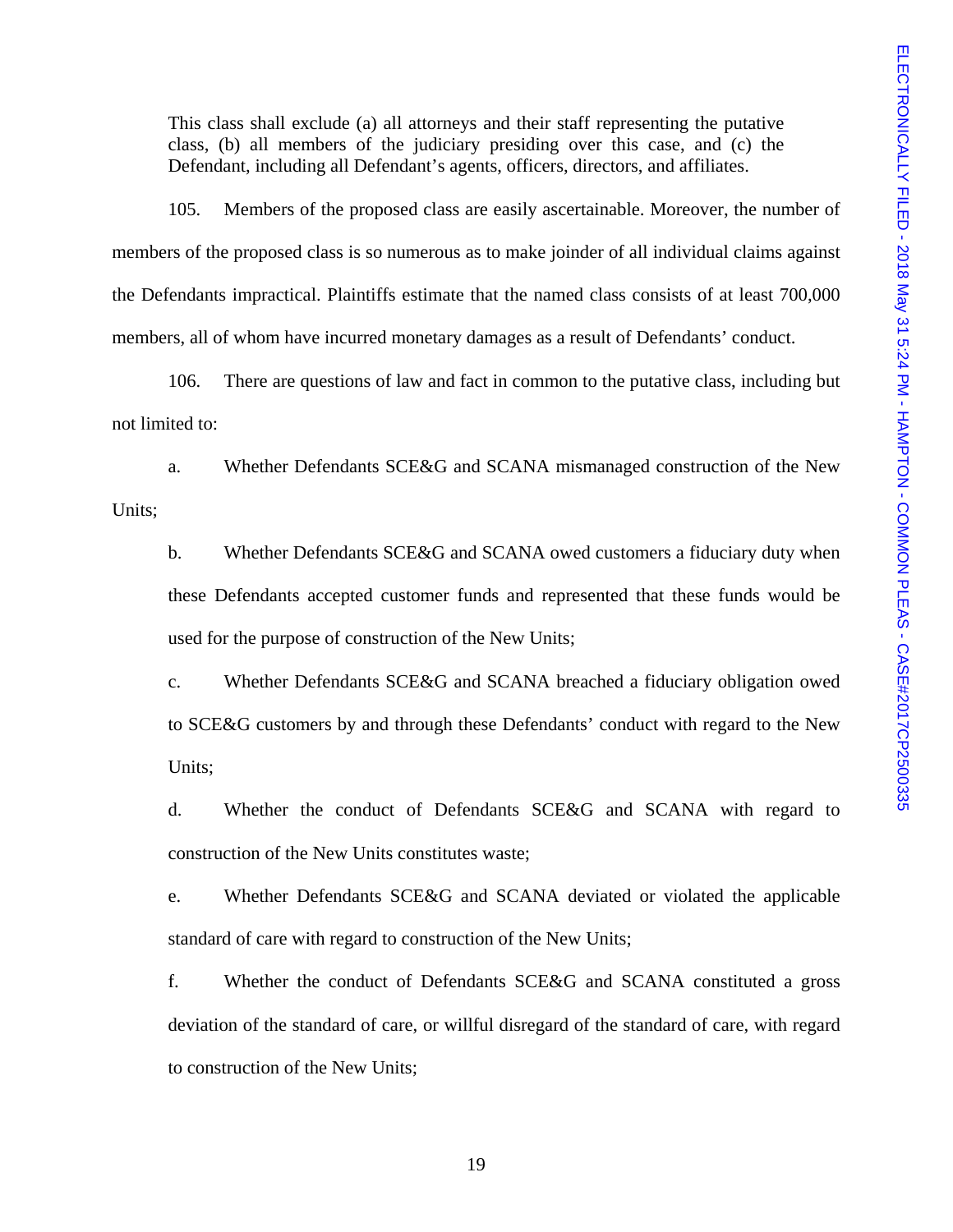This class shall exclude (a) all attorneys and their staff representing the putative class, (b) all members of the judiciary presiding over this case, and (c) the Defendant, including all Defendant's agents, officers, directors, and affiliates.

105. Members of the proposed class are easily ascertainable. Moreover, the number of members of the proposed class is so numerous as to make joinder of all individual claims against the Defendants impractical. Plaintiffs estimate that the named class consists of at least 700,000 members, all of whom have incurred monetary damages as a result of Defendants' conduct.

106. There are questions of law and fact in common to the putative class, including but not limited to:

a. Whether Defendants SCE&G and SCANA mismanaged construction of the New Units;

b. Whether Defendants SCE&G and SCANA owed customers a fiduciary duty when these Defendants accepted customer funds and represented that these funds would be used for the purpose of construction of the New Units;

c. Whether Defendants SCE&G and SCANA breached a fiduciary obligation owed to SCE&G customers by and through these Defendants' conduct with regard to the New Units;

d. Whether the conduct of Defendants SCE&G and SCANA with regard to construction of the New Units constitutes waste;

e. Whether Defendants SCE&G and SCANA deviated or violated the applicable standard of care with regard to construction of the New Units;

f. Whether the conduct of Defendants SCE&G and SCANA constituted a gross deviation of the standard of care, or willful disregard of the standard of care, with regard to construction of the New Units;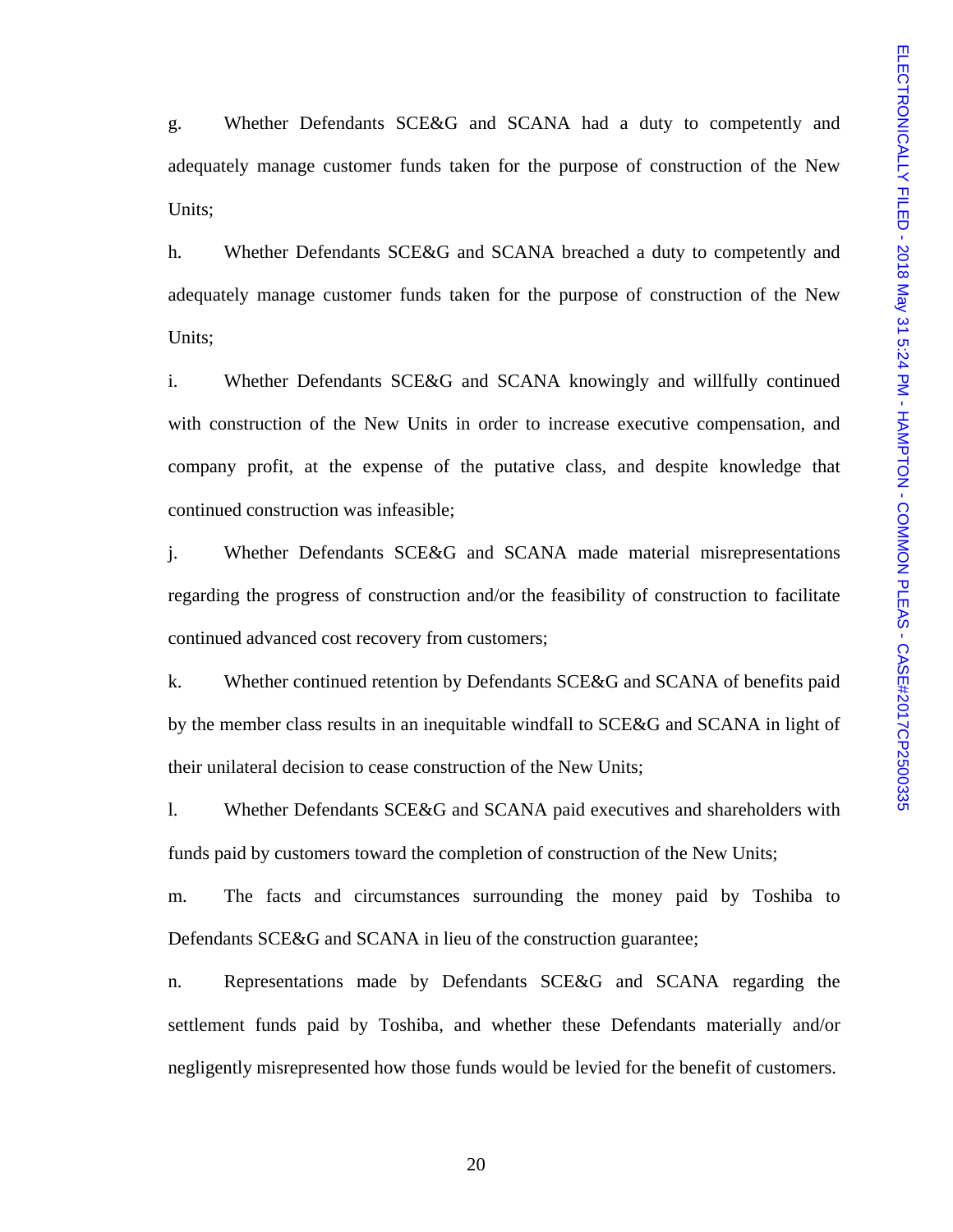g. Whether Defendants SCE&G and SCANA had a duty to competently and adequately manage customer funds taken for the purpose of construction of the New Units;

h. Whether Defendants SCE&G and SCANA breached a duty to competently and adequately manage customer funds taken for the purpose of construction of the New Units;

i. Whether Defendants SCE&G and SCANA knowingly and willfully continued with construction of the New Units in order to increase executive compensation, and company profit, at the expense of the putative class, and despite knowledge that continued construction was infeasible;

j. Whether Defendants SCE&G and SCANA made material misrepresentations regarding the progress of construction and/or the feasibility of construction to facilitate continued advanced cost recovery from customers;

k. Whether continued retention by Defendants SCE&G and SCANA of benefits paid by the member class results in an inequitable windfall to SCE&G and SCANA in light of their unilateral decision to cease construction of the New Units;

l. Whether Defendants SCE&G and SCANA paid executives and shareholders with funds paid by customers toward the completion of construction of the New Units;

m. The facts and circumstances surrounding the money paid by Toshiba to Defendants SCE&G and SCANA in lieu of the construction guarantee;

n. Representations made by Defendants SCE&G and SCANA regarding the settlement funds paid by Toshiba, and whether these Defendants materially and/or negligently misrepresented how those funds would be levied for the benefit of customers.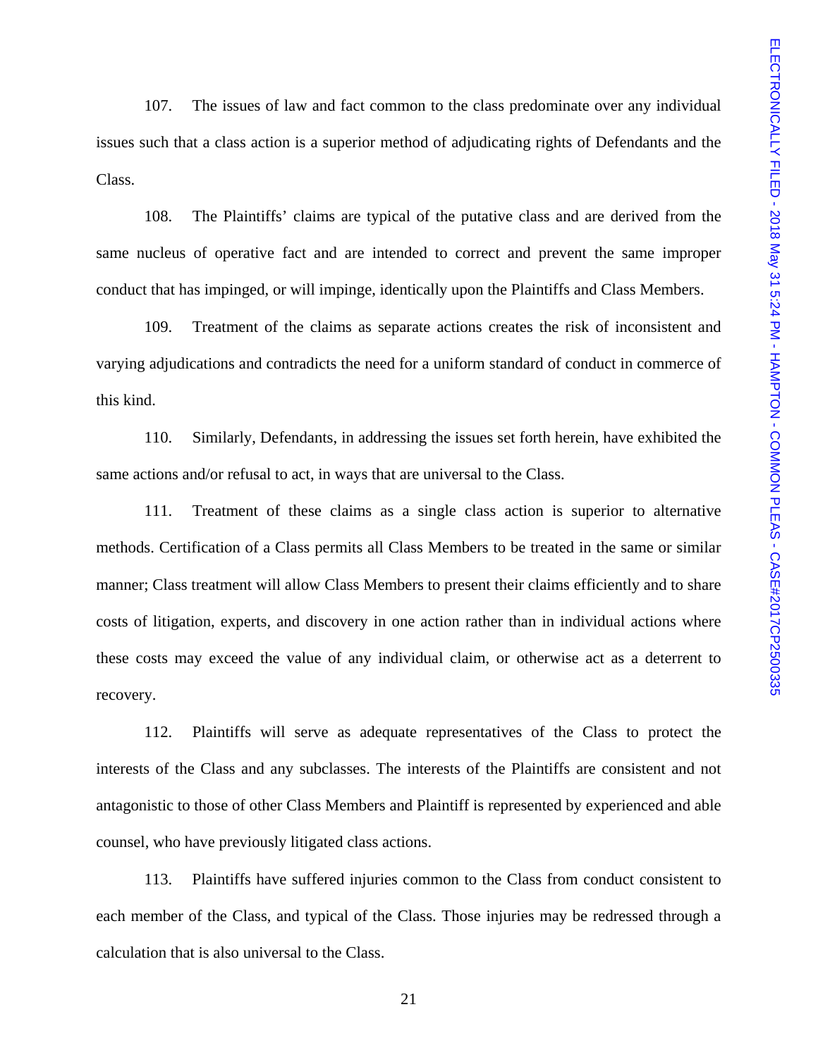107. The issues of law and fact common to the class predominate over any individual issues such that a class action is a superior method of adjudicating rights of Defendants and the Class.

108. The Plaintiffs' claims are typical of the putative class and are derived from the same nucleus of operative fact and are intended to correct and prevent the same improper conduct that has impinged, or will impinge, identically upon the Plaintiffs and Class Members.

109. Treatment of the claims as separate actions creates the risk of inconsistent and varying adjudications and contradicts the need for a uniform standard of conduct in commerce of this kind.

110. Similarly, Defendants, in addressing the issues set forth herein, have exhibited the same actions and/or refusal to act, in ways that are universal to the Class.

111. Treatment of these claims as a single class action is superior to alternative methods. Certification of a Class permits all Class Members to be treated in the same or similar manner; Class treatment will allow Class Members to present their claims efficiently and to share costs of litigation, experts, and discovery in one action rather than in individual actions where these costs may exceed the value of any individual claim, or otherwise act as a deterrent to recovery.

112. Plaintiffs will serve as adequate representatives of the Class to protect the interests of the Class and any subclasses. The interests of the Plaintiffs are consistent and not antagonistic to those of other Class Members and Plaintiff is represented by experienced and able counsel, who have previously litigated class actions.

113. Plaintiffs have suffered injuries common to the Class from conduct consistent to each member of the Class, and typical of the Class. Those injuries may be redressed through a calculation that is also universal to the Class.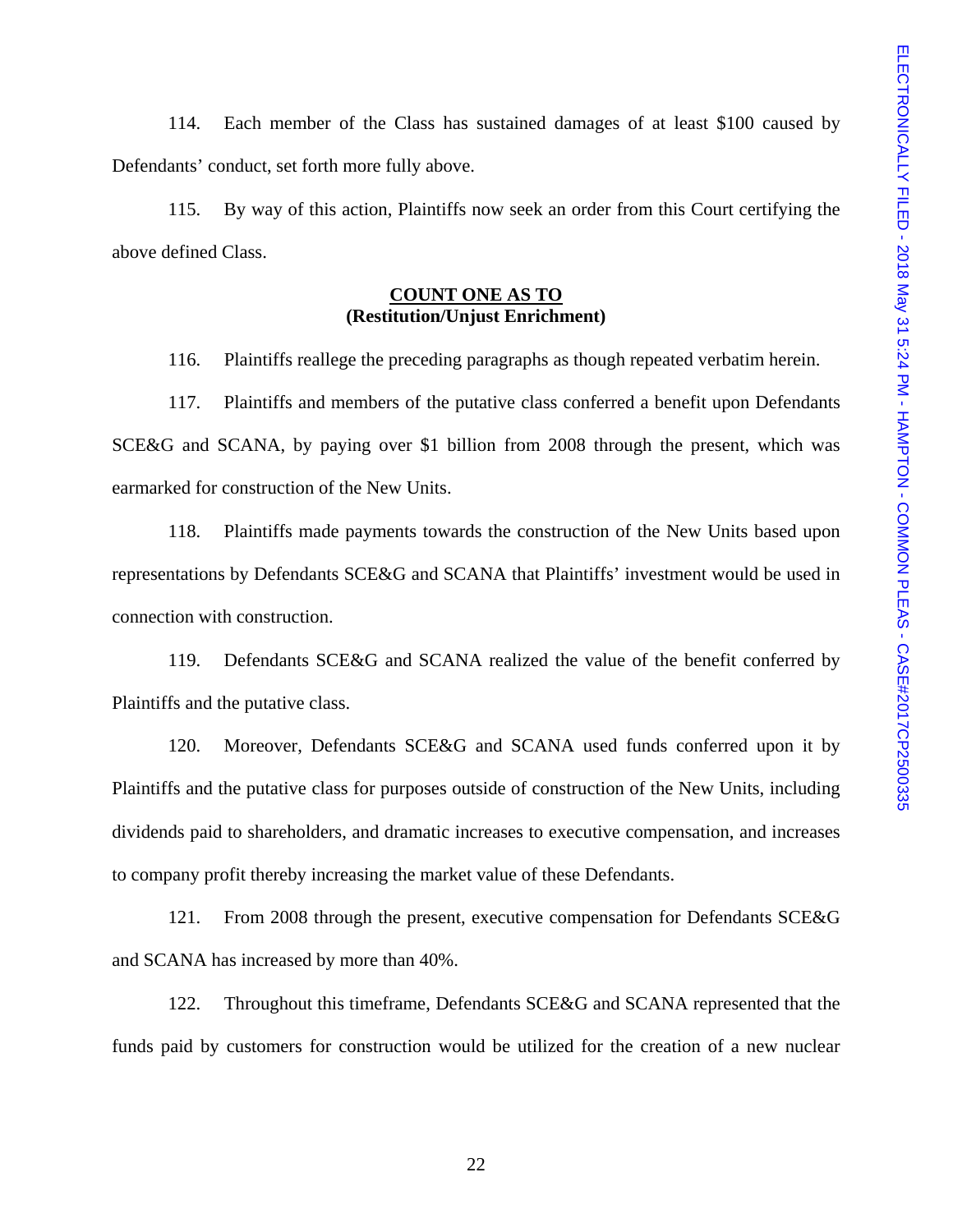114. Each member of the Class has sustained damages of at least $100 caused by Defendants' conduct, set forth more fully above.

115. By way of this action, Plaintiffs now seek an order from this Court certifying the above defined Class.

**COUNT ONE AS TO**
**(Restitution/Unjust Enrichment)**

116. Plaintiffs reallege the preceding paragraphs as though repeated verbatim herein.

117. Plaintiffs and members of the putative class conferred a benefit upon Defendants SCE&G and SCANA, by paying over $1 billion from 2008 through the present, which was earmarked for construction of the New Units.

118. Plaintiffs made payments towards the construction of the New Units based upon representations by Defendants SCE&G and SCANA that Plaintiffs' investment would be used in connection with construction.

119. Defendants SCE&G and SCANA realized the value of the benefit conferred by Plaintiffs and the putative class.

120. Moreover, Defendants SCE&G and SCANA used funds conferred upon it by Plaintiffs and the putative class for purposes outside of construction of the New Units, including dividends paid to shareholders, and dramatic increases to executive compensation, and increases to company profit thereby increasing the market value of these Defendants.

121. From 2008 through the present, executive compensation for Defendants SCE&G and SCANA has increased by more than 40%.

122. Throughout this timeframe, Defendants SCE&G and SCANA represented that the funds paid by customers for construction would be utilized for the creation of a new nuclear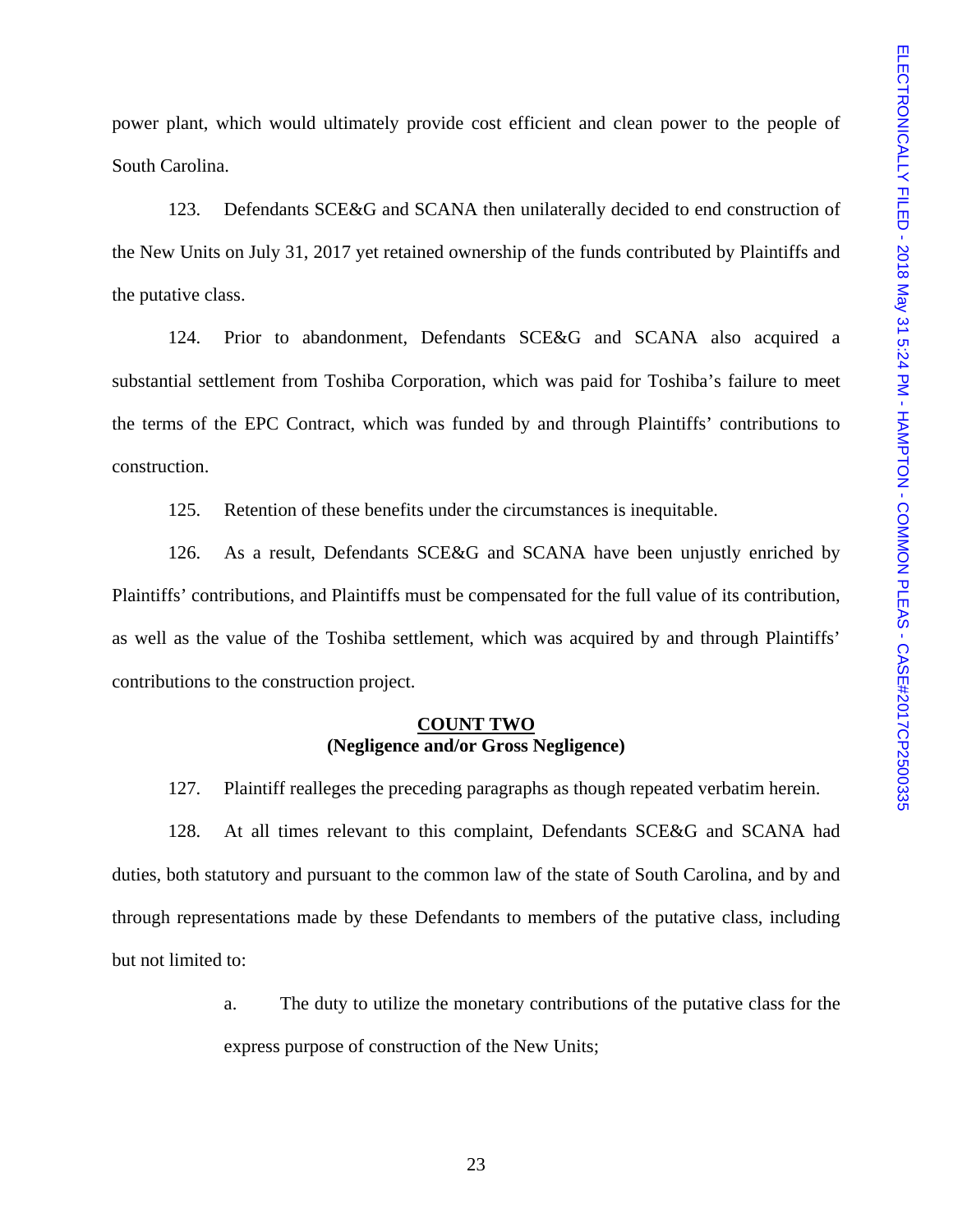power plant, which would ultimately provide cost efficient and clean power to the people of South Carolina.

123. Defendants SCE&G and SCANA then unilaterally decided to end construction of the New Units on July 31, 2017 yet retained ownership of the funds contributed by Plaintiffs and the putative class.

124. Prior to abandonment, Defendants SCE&G and SCANA also acquired a substantial settlement from Toshiba Corporation, which was paid for Toshiba's failure to meet the terms of the EPC Contract, which was funded by and through Plaintiffs' contributions to construction.

125. Retention of these benefits under the circumstances is inequitable.

126. As a result, Defendants SCE&G and SCANA have been unjustly enriched by Plaintiffs' contributions, and Plaintiffs must be compensated for the full value of its contribution, as well as the value of the Toshiba settlement, which was acquired by and through Plaintiffs' contributions to the construction project.

**COUNT TWO**
**(Negligence and/or Gross Negligence)**

127. Plaintiff realleges the preceding paragraphs as though repeated verbatim herein.

128. At all times relevant to this complaint, Defendants SCE&G and SCANA had duties, both statutory and pursuant to the common law of the state of South Carolina, and by and through representations made by these Defendants to members of the putative class, including but not limited to:

a. The duty to utilize the monetary contributions of the putative class for the express purpose of construction of the New Units;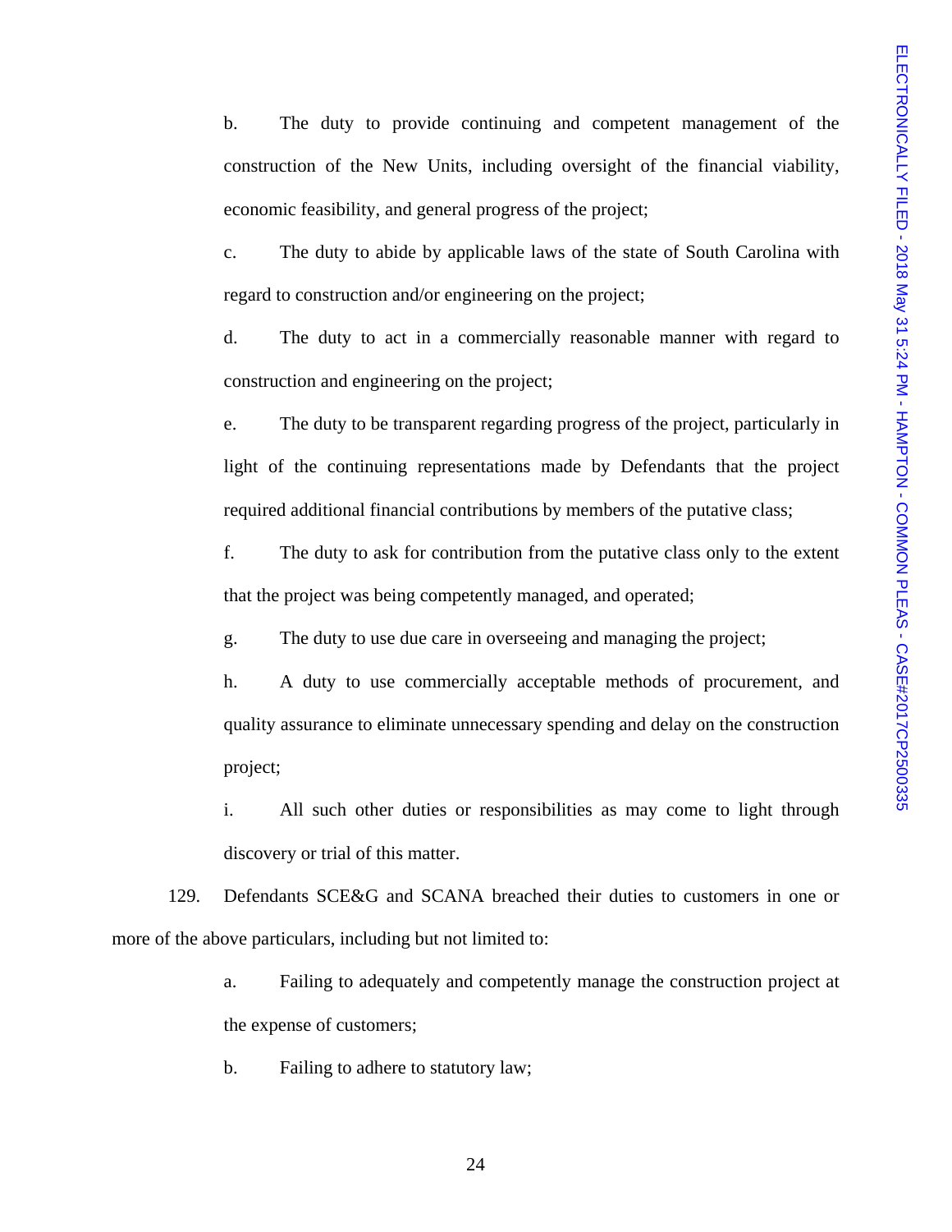b. The duty to provide continuing and competent management of the construction of the New Units, including oversight of the financial viability, economic feasibility, and general progress of the project;

c. The duty to abide by applicable laws of the state of South Carolina with regard to construction and/or engineering on the project;

d. The duty to act in a commercially reasonable manner with regard to construction and engineering on the project;

e. The duty to be transparent regarding progress of the project, particularly in light of the continuing representations made by Defendants that the project required additional financial contributions by members of the putative class;

f. The duty to ask for contribution from the putative class only to the extent that the project was being competently managed, and operated;

g. The duty to use due care in overseeing and managing the project;

h. A duty to use commercially acceptable methods of procurement, and quality assurance to eliminate unnecessary spending and delay on the construction project;

i. All such other duties or responsibilities as may come to light through discovery or trial of this matter.

129. Defendants SCE&G and SCANA breached their duties to customers in one or more of the above particulars, including but not limited to:

a. Failing to adequately and competently manage the construction project at the expense of customers;

b. Failing to adhere to statutory law;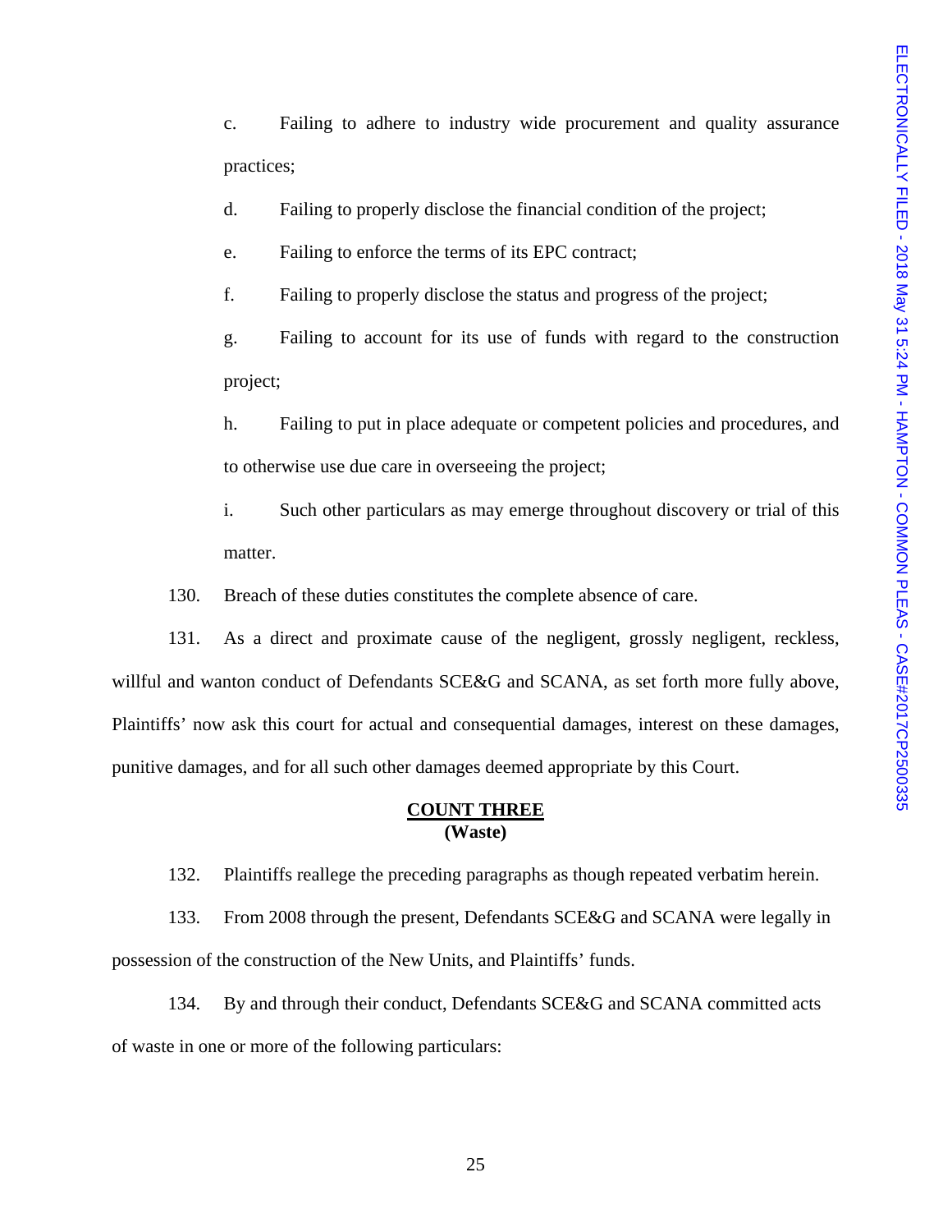c. Failing to adhere to industry wide procurement and quality assurance practices;

d. Failing to properly disclose the financial condition of the project;

e. Failing to enforce the terms of its EPC contract;

f. Failing to properly disclose the status and progress of the project;

g. Failing to account for its use of funds with regard to the construction project;

h. Failing to put in place adequate or competent policies and procedures, and to otherwise use due care in overseeing the project;

i. Such other particulars as may emerge throughout discovery or trial of this matter.

130. Breach of these duties constitutes the complete absence of care.

131. As a direct and proximate cause of the negligent, grossly negligent, reckless, willful and wanton conduct of Defendants SCE&G and SCANA, as set forth more fully above, Plaintiffs' now ask this court for actual and consequential damages, interest on these damages, punitive damages, and for all such other damages deemed appropriate by this Court.

**COUNT THREE**
**(Waste)**

132. Plaintiffs reallege the preceding paragraphs as though repeated verbatim herein.

133. From 2008 through the present, Defendants SCE&G and SCANA were legally in possession of the construction of the New Units, and Plaintiffs' funds.

134. By and through their conduct, Defendants SCE&G and SCANA committed acts of waste in one or more of the following particulars: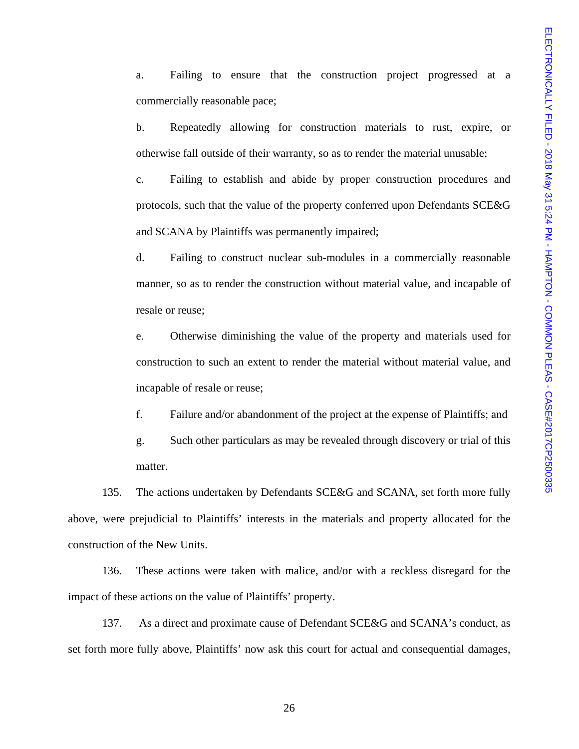a. Failing to ensure that the construction project progressed at a commercially reasonable pace;

b. Repeatedly allowing for construction materials to rust, expire, or otherwise fall outside of their warranty, so as to render the material unusable;

c. Failing to establish and abide by proper construction procedures and protocols, such that the value of the property conferred upon Defendants SCE&G and SCANA by Plaintiffs was permanently impaired;

d. Failing to construct nuclear sub-modules in a commercially reasonable manner, so as to render the construction without material value, and incapable of resale or reuse;

e. Otherwise diminishing the value of the property and materials used for construction to such an extent to render the material without material value, and incapable of resale or reuse;

f. Failure and/or abandonment of the project at the expense of Plaintiffs; and

g. Such other particulars as may be revealed through discovery or trial of this matter.

135. The actions undertaken by Defendants SCE&G and SCANA, set forth more fully above, were prejudicial to Plaintiffs' interests in the materials and property allocated for the construction of the New Units.

136. These actions were taken with malice, and/or with a reckless disregard for the impact of these actions on the value of Plaintiffs' property.

137. As a direct and proximate cause of Defendant SCE&G and SCANA's conduct, as set forth more fully above, Plaintiffs' now ask this court for actual and consequential damages,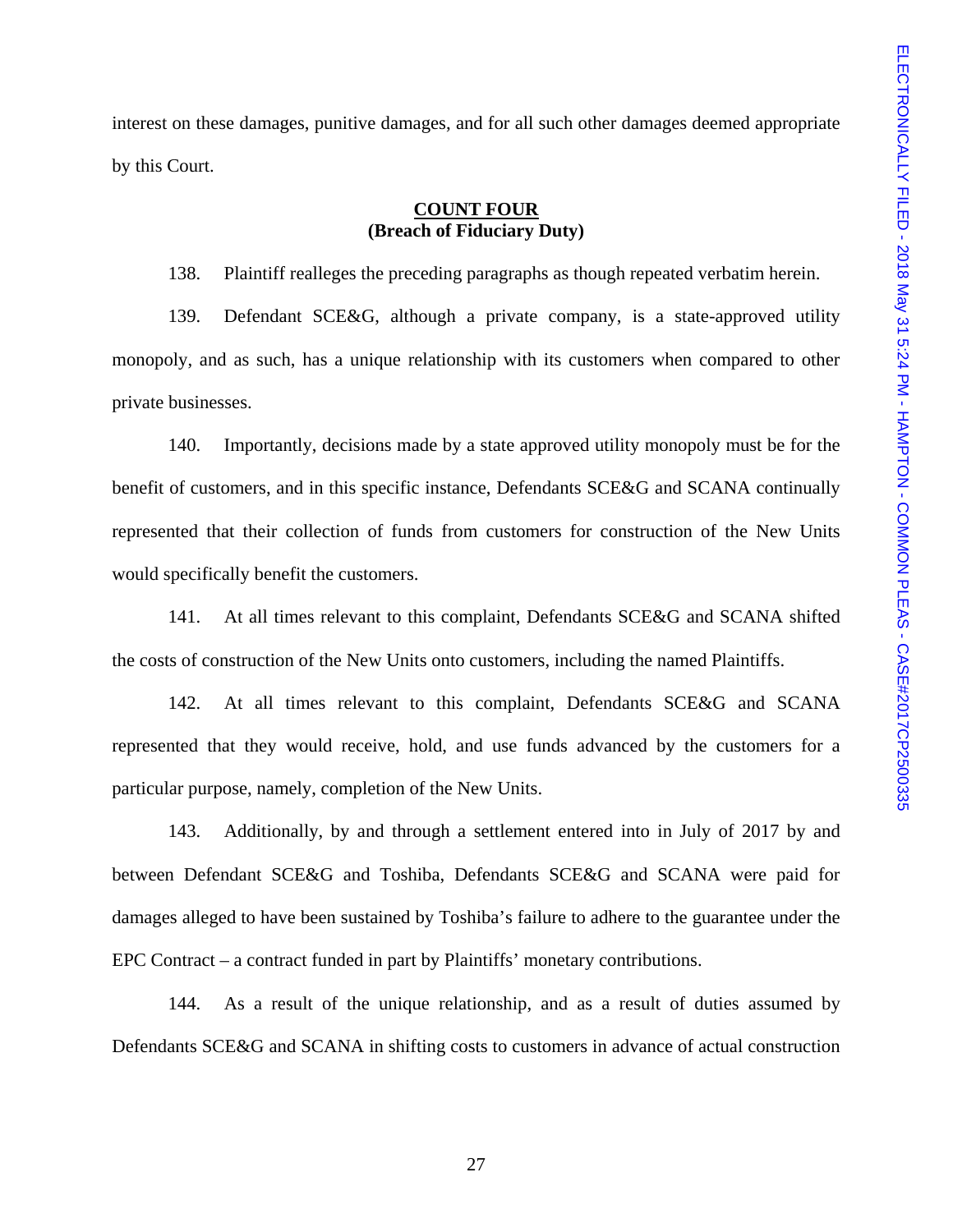interest on these damages, punitive damages, and for all such other damages deemed appropriate by this Court.

**COUNT FOUR**
**(Breach of Fiduciary Duty)**

138. Plaintiff realleges the preceding paragraphs as though repeated verbatim herein.

139. Defendant SCE&G, although a private company, is a state-approved utility monopoly, and as such, has a unique relationship with its customers when compared to other private businesses.

140. Importantly, decisions made by a state approved utility monopoly must be for the benefit of customers, and in this specific instance, Defendants SCE&G and SCANA continually represented that their collection of funds from customers for construction of the New Units would specifically benefit the customers.

141. At all times relevant to this complaint, Defendants SCE&G and SCANA shifted the costs of construction of the New Units onto customers, including the named Plaintiffs.

142. At all times relevant to this complaint, Defendants SCE&G and SCANA represented that they would receive, hold, and use funds advanced by the customers for a particular purpose, namely, completion of the New Units.

143. Additionally, by and through a settlement entered into in July of 2017 by and between Defendant SCE&G and Toshiba, Defendants SCE&G and SCANA were paid for damages alleged to have been sustained by Toshiba's failure to adhere to the guarantee under the EPC Contract – a contract funded in part by Plaintiffs' monetary contributions.

144. As a result of the unique relationship, and as a result of duties assumed by Defendants SCE&G and SCANA in shifting costs to customers in advance of actual construction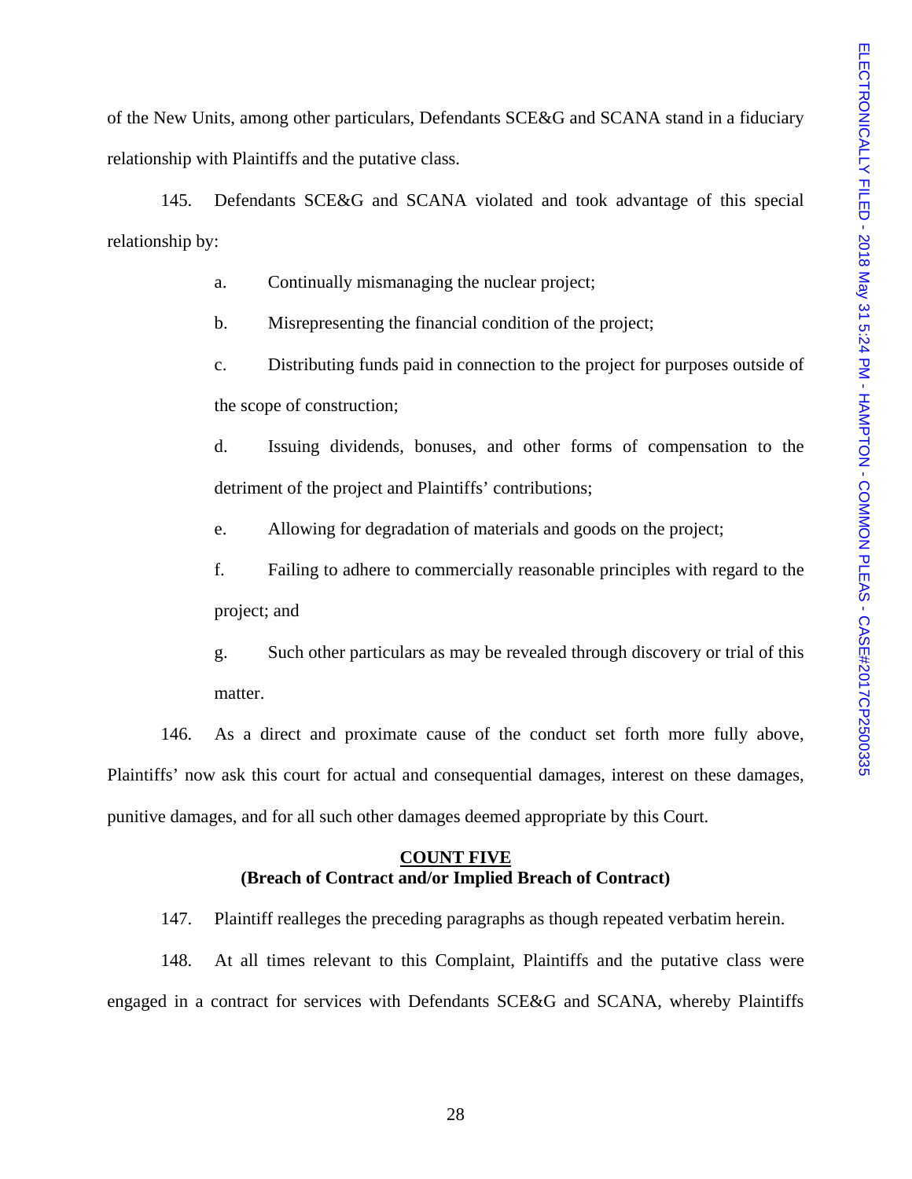of the New Units, among other particulars, Defendants SCE&G and SCANA stand in a fiduciary relationship with Plaintiffs and the putative class.

145. Defendants SCE&G and SCANA violated and took advantage of this special relationship by:

a. Continually mismanaging the nuclear project;

b. Misrepresenting the financial condition of the project;

c. Distributing funds paid in connection to the project for purposes outside of the scope of construction;

d. Issuing dividends, bonuses, and other forms of compensation to the detriment of the project and Plaintiffs' contributions;

e. Allowing for degradation of materials and goods on the project;

f. Failing to adhere to commercially reasonable principles with regard to the project; and

g. Such other particulars as may be revealed through discovery or trial of this matter.

146. As a direct and proximate cause of the conduct set forth more fully above, Plaintiffs' now ask this court for actual and consequential damages, interest on these damages, punitive damages, and for all such other damages deemed appropriate by this Court.

**COUNT FIVE**
**(Breach of Contract and/or Implied Breach of Contract)**

147. Plaintiff realleges the preceding paragraphs as though repeated verbatim herein.

148. At all times relevant to this Complaint, Plaintiffs and the putative class were engaged in a contract for services with Defendants SCE&G and SCANA, whereby Plaintiffs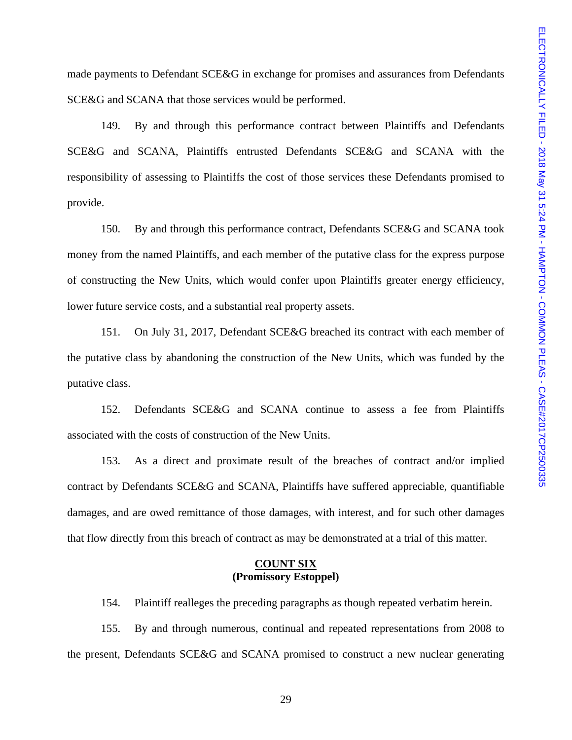made payments to Defendant SCE&G in exchange for promises and assurances from Defendants SCE&G and SCANA that those services would be performed.

149. By and through this performance contract between Plaintiffs and Defendants SCE&G and SCANA, Plaintiffs entrusted Defendants SCE&G and SCANA with the responsibility of assessing to Plaintiffs the cost of those services these Defendants promised to provide.

150. By and through this performance contract, Defendants SCE&G and SCANA took money from the named Plaintiffs, and each member of the putative class for the express purpose of constructing the New Units, which would confer upon Plaintiffs greater energy efficiency, lower future service costs, and a substantial real property assets.

151. On July 31, 2017, Defendant SCE&G breached its contract with each member of the putative class by abandoning the construction of the New Units, which was funded by the putative class.

152. Defendants SCE&G and SCANA continue to assess a fee from Plaintiffs associated with the costs of construction of the New Units.

153. As a direct and proximate result of the breaches of contract and/or implied contract by Defendants SCE&G and SCANA, Plaintiffs have suffered appreciable, quantifiable damages, and are owed remittance of those damages, with interest, and for such other damages that flow directly from this breach of contract as may be demonstrated at a trial of this matter.

**COUNT SIX**
**(Promissory Estoppel)**

154. Plaintiff realleges the preceding paragraphs as though repeated verbatim herein.

155. By and through numerous, continual and repeated representations from 2008 to the present, Defendants SCE&G and SCANA promised to construct a new nuclear generating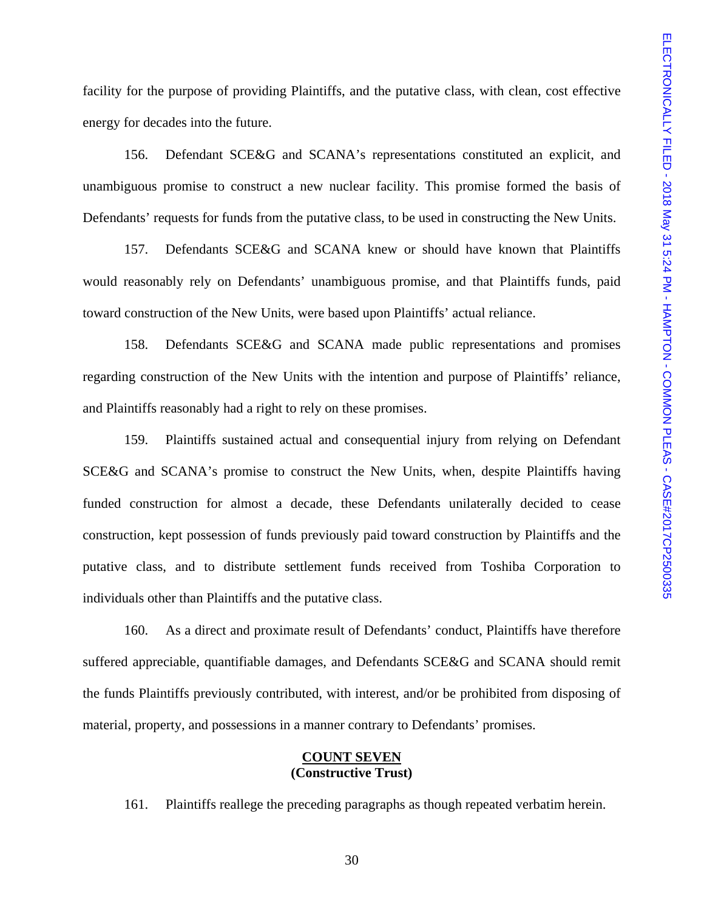facility for the purpose of providing Plaintiffs, and the putative class, with clean, cost effective energy for decades into the future.

156. Defendant SCE&G and SCANA's representations constituted an explicit, and unambiguous promise to construct a new nuclear facility. This promise formed the basis of Defendants' requests for funds from the putative class, to be used in constructing the New Units.

157. Defendants SCE&G and SCANA knew or should have known that Plaintiffs would reasonably rely on Defendants' unambiguous promise, and that Plaintiffs funds, paid toward construction of the New Units, were based upon Plaintiffs' actual reliance.

158. Defendants SCE&G and SCANA made public representations and promises regarding construction of the New Units with the intention and purpose of Plaintiffs' reliance, and Plaintiffs reasonably had a right to rely on these promises.

159. Plaintiffs sustained actual and consequential injury from relying on Defendant SCE&G and SCANA's promise to construct the New Units, when, despite Plaintiffs having funded construction for almost a decade, these Defendants unilaterally decided to cease construction, kept possession of funds previously paid toward construction by Plaintiffs and the putative class, and to distribute settlement funds received from Toshiba Corporation to individuals other than Plaintiffs and the putative class.

160. As a direct and proximate result of Defendants' conduct, Plaintiffs have therefore suffered appreciable, quantifiable damages, and Defendants SCE&G and SCANA should remit the funds Plaintiffs previously contributed, with interest, and/or be prohibited from disposing of material, property, and possessions in a manner contrary to Defendants' promises.

## COUNT SEVEN
**(Constructive Trust)**

161. Plaintiffs reallege the preceding paragraphs as though repeated verbatim herein.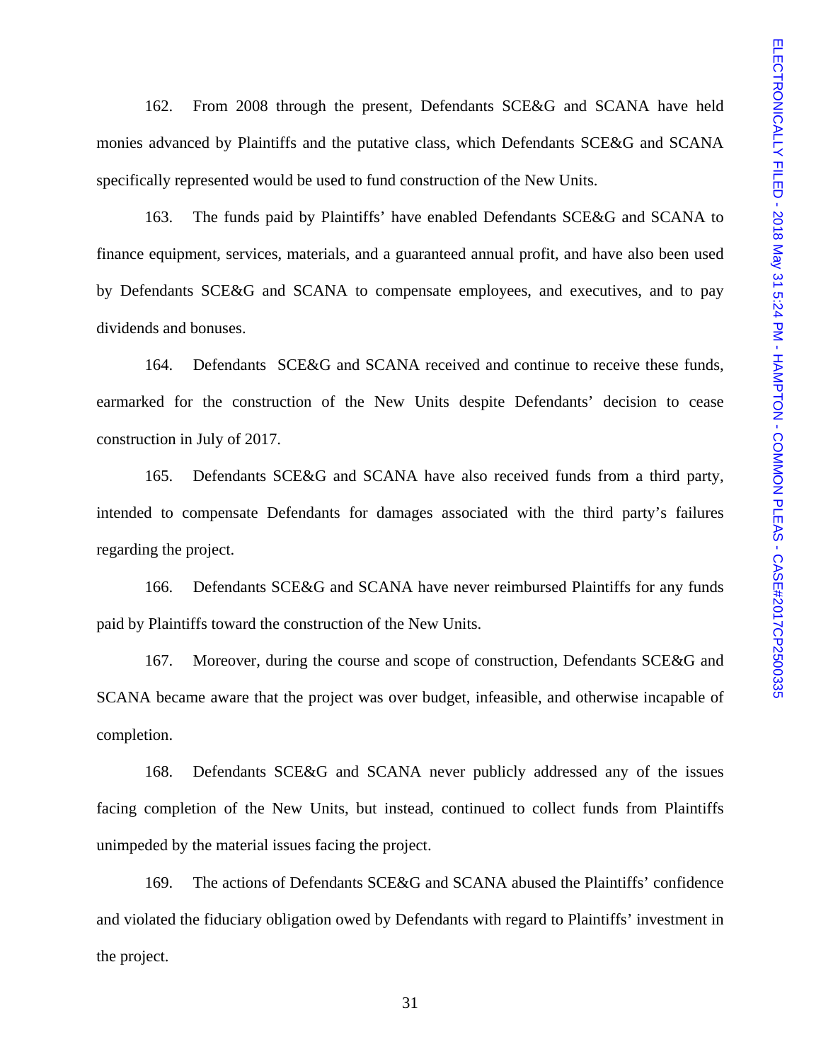162. From 2008 through the present, Defendants SCE&G and SCANA have held monies advanced by Plaintiffs and the putative class, which Defendants SCE&G and SCANA specifically represented would be used to fund construction of the New Units.

163. The funds paid by Plaintiffs' have enabled Defendants SCE&G and SCANA to finance equipment, services, materials, and a guaranteed annual profit, and have also been used by Defendants SCE&G and SCANA to compensate employees, and executives, and to pay dividends and bonuses.

164. Defendants SCE&G and SCANA received and continue to receive these funds, earmarked for the construction of the New Units despite Defendants' decision to cease construction in July of 2017.

165. Defendants SCE&G and SCANA have also received funds from a third party, intended to compensate Defendants for damages associated with the third party's failures regarding the project.

166. Defendants SCE&G and SCANA have never reimbursed Plaintiffs for any funds paid by Plaintiffs toward the construction of the New Units.

167. Moreover, during the course and scope of construction, Defendants SCE&G and SCANA became aware that the project was over budget, infeasible, and otherwise incapable of completion.

168. Defendants SCE&G and SCANA never publicly addressed any of the issues facing completion of the New Units, but instead, continued to collect funds from Plaintiffs unimpeded by the material issues facing the project.

169. The actions of Defendants SCE&G and SCANA abused the Plaintiffs' confidence and violated the fiduciary obligation owed by Defendants with regard to Plaintiffs' investment in the project.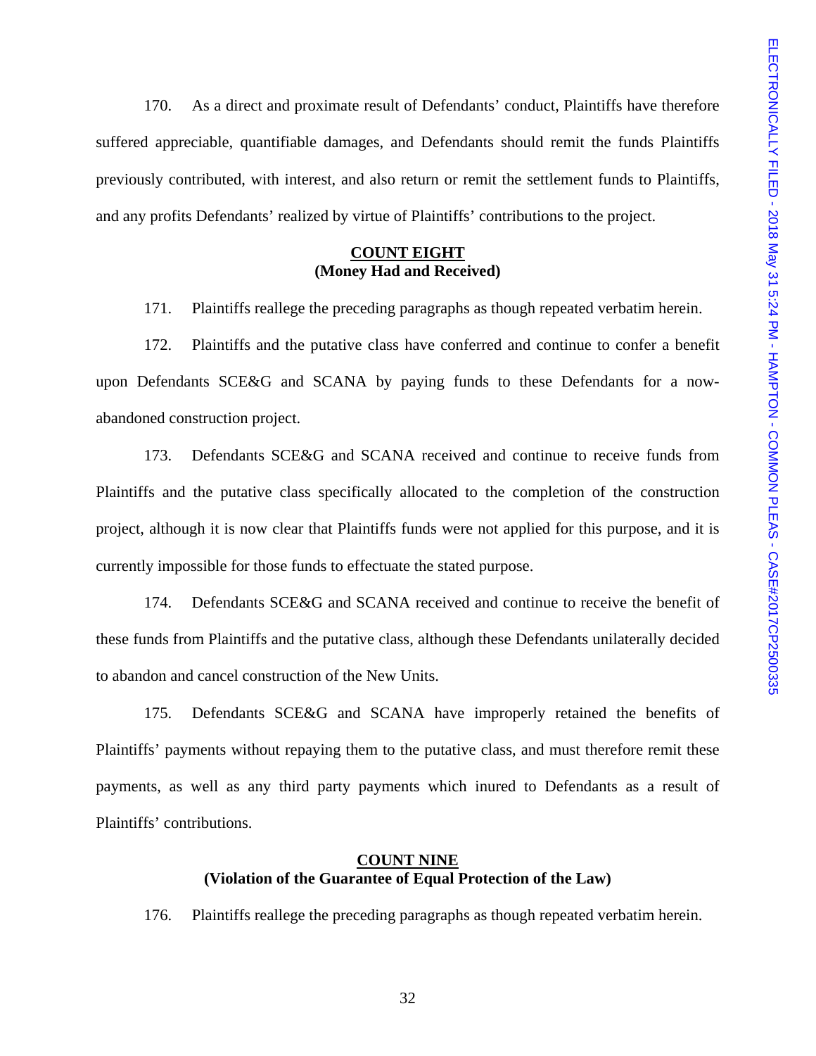170. As a direct and proximate result of Defendants' conduct, Plaintiffs have therefore suffered appreciable, quantifiable damages, and Defendants should remit the funds Plaintiffs previously contributed, with interest, and also return or remit the settlement funds to Plaintiffs, and any profits Defendants' realized by virtue of Plaintiffs' contributions to the project.

**COUNT EIGHT**
**(Money Had and Received)**

171. Plaintiffs reallege the preceding paragraphs as though repeated verbatim herein.

172. Plaintiffs and the putative class have conferred and continue to confer a benefit upon Defendants SCE&G and SCANA by paying funds to these Defendants for a now-abandoned construction project.

173. Defendants SCE&G and SCANA received and continue to receive funds from Plaintiffs and the putative class specifically allocated to the completion of the construction project, although it is now clear that Plaintiffs funds were not applied for this purpose, and it is currently impossible for those funds to effectuate the stated purpose.

174. Defendants SCE&G and SCANA received and continue to receive the benefit of these funds from Plaintiffs and the putative class, although these Defendants unilaterally decided to abandon and cancel construction of the New Units.

175. Defendants SCE&G and SCANA have improperly retained the benefits of Plaintiffs' payments without repaying them to the putative class, and must therefore remit these payments, as well as any third party payments which inured to Defendants as a result of Plaintiffs' contributions.

**COUNT NINE**
**(Violation of the Guarantee of Equal Protection of the Law)**

176. Plaintiffs reallege the preceding paragraphs as though repeated verbatim herein.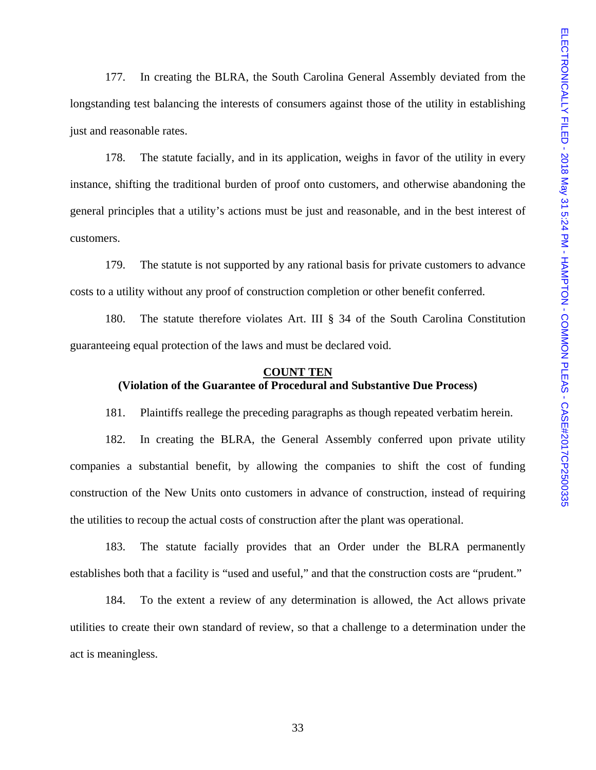177. In creating the BLRA, the South Carolina General Assembly deviated from the longstanding test balancing the interests of consumers against those of the utility in establishing just and reasonable rates.

178. The statute facially, and in its application, weighs in favor of the utility in every instance, shifting the traditional burden of proof onto customers, and otherwise abandoning the general principles that a utility's actions must be just and reasonable, and in the best interest of customers.

179. The statute is not supported by any rational basis for private customers to advance costs to a utility without any proof of construction completion or other benefit conferred.

180. The statute therefore violates Art. III § 34 of the South Carolina Constitution guaranteeing equal protection of the laws and must be declared void.

**COUNT TEN**
**(Violation of the Guarantee of Procedural and Substantive Due Process)**

181. Plaintiffs reallege the preceding paragraphs as though repeated verbatim herein.

182. In creating the BLRA, the General Assembly conferred upon private utility companies a substantial benefit, by allowing the companies to shift the cost of funding construction of the New Units onto customers in advance of construction, instead of requiring the utilities to recoup the actual costs of construction after the plant was operational.

183. The statute facially provides that an Order under the BLRA permanently establishes both that a facility is "used and useful," and that the construction costs are "prudent."

184. To the extent a review of any determination is allowed, the Act allows private utilities to create their own standard of review, so that a challenge to a determination under the act is meaningless.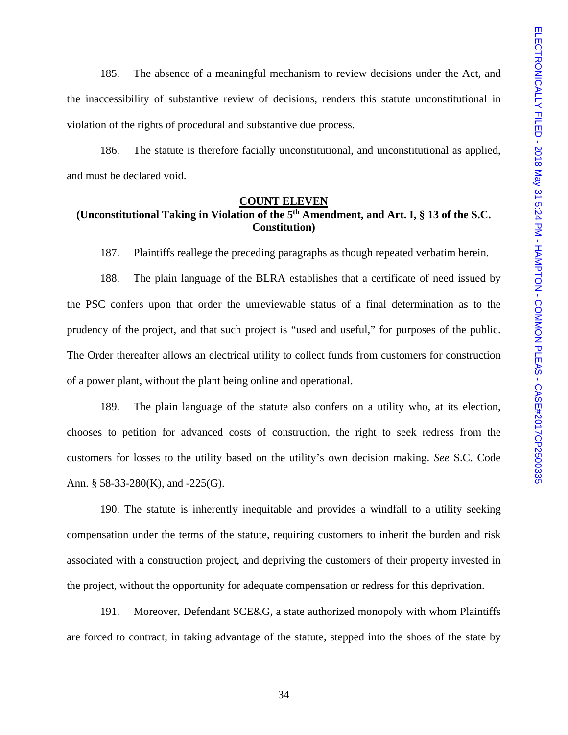185. The absence of a meaningful mechanism to review decisions under the Act, and the inaccessibility of substantive review of decisions, renders this statute unconstitutional in violation of the rights of procedural and substantive due process.

186. The statute is therefore facially unconstitutional, and unconstitutional as applied, and must be declared void.

**COUNT ELEVEN**
**(Unconstitutional Taking in Violation of the 5th Amendment, and Art. I, § 13 of the S.C. Constitution)**

187. Plaintiffs reallege the preceding paragraphs as though repeated verbatim herein.

188. The plain language of the BLRA establishes that a certificate of need issued by the PSC confers upon that order the unreviewable status of a final determination as to the prudency of the project, and that such project is "used and useful," for purposes of the public. The Order thereafter allows an electrical utility to collect funds from customers for construction of a power plant, without the plant being online and operational.

189. The plain language of the statute also confers on a utility who, at its election, chooses to petition for advanced costs of construction, the right to seek redress from the customers for losses to the utility based on the utility's own decision making. *See* S.C. Code Ann. § 58-33-280(K), and -225(G).

190. The statute is inherently inequitable and provides a windfall to a utility seeking compensation under the terms of the statute, requiring customers to inherit the burden and risk associated with a construction project, and depriving the customers of their property invested in the project, without the opportunity for adequate compensation or redress for this deprivation.

191. Moreover, Defendant SCE&G, a state authorized monopoly with whom Plaintiffs are forced to contract, in taking advantage of the statute, stepped into the shoes of the state by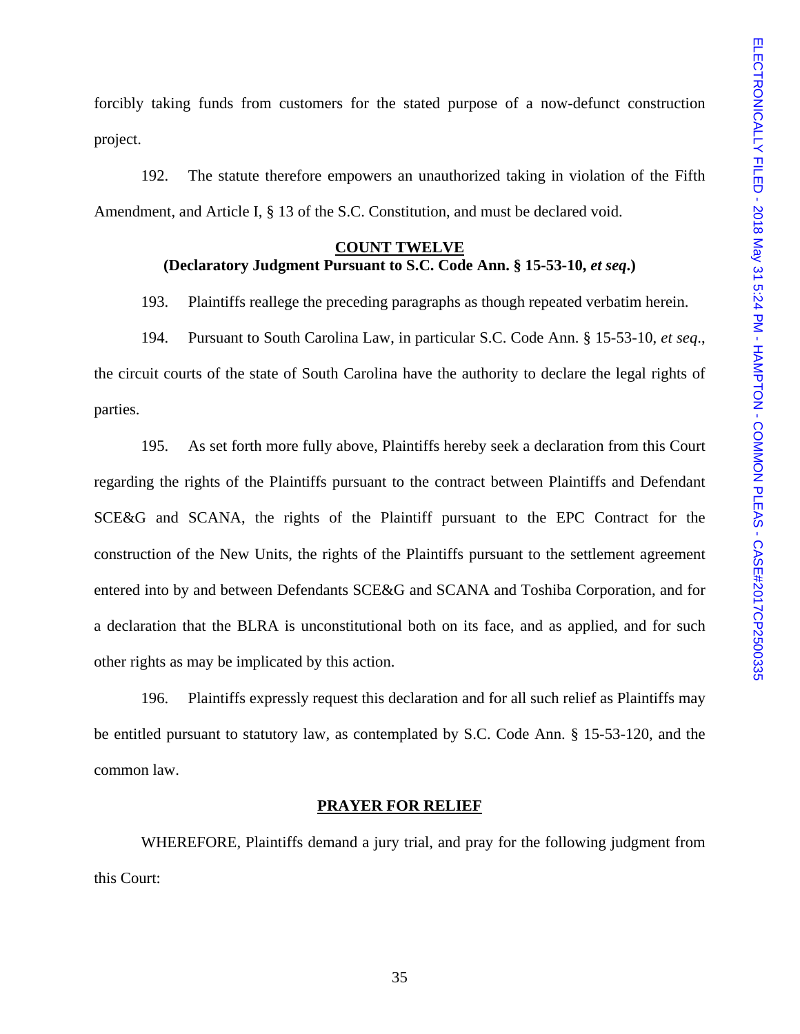forcibly taking funds from customers for the stated purpose of a now-defunct construction project.

192. The statute therefore empowers an unauthorized taking in violation of the Fifth Amendment, and Article I, § 13 of the S.C. Constitution, and must be declared void.

**COUNT TWELVE**
**(Declaratory Judgment Pursuant to S.C. Code Ann. § 15-53-10, *et seq*.)**

193. Plaintiffs reallege the preceding paragraphs as though repeated verbatim herein.

194. Pursuant to South Carolina Law, in particular S.C. Code Ann. § 15-53-10, *et seq*., the circuit courts of the state of South Carolina have the authority to declare the legal rights of parties.

195. As set forth more fully above, Plaintiffs hereby seek a declaration from this Court regarding the rights of the Plaintiffs pursuant to the contract between Plaintiffs and Defendant SCE&G and SCANA, the rights of the Plaintiff pursuant to the EPC Contract for the construction of the New Units, the rights of the Plaintiffs pursuant to the settlement agreement entered into by and between Defendants SCE&G and SCANA and Toshiba Corporation, and for a declaration that the BLRA is unconstitutional both on its face, and as applied, and for such other rights as may be implicated by this action.

196. Plaintiffs expressly request this declaration and for all such relief as Plaintiffs may be entitled pursuant to statutory law, as contemplated by S.C. Code Ann. § 15-53-120, and the common law.

**PRAYER FOR RELIEF**

WHEREFORE, Plaintiffs demand a jury trial, and pray for the following judgment from this Court: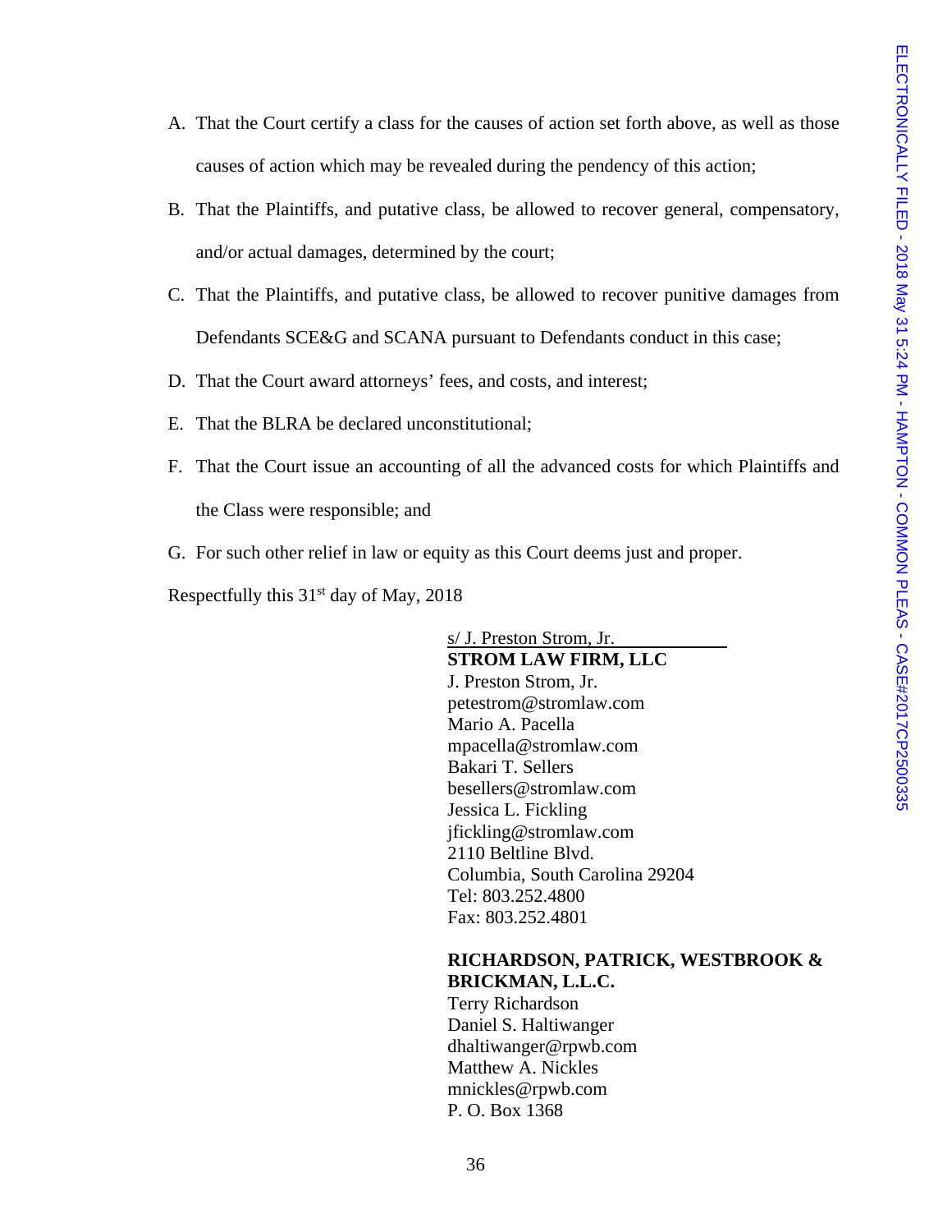A. That the Court certify a class for the causes of action set forth above, as well as those causes of action which may be revealed during the pendency of this action;

B. That the Plaintiffs, and putative class, be allowed to recover general, compensatory, and/or actual damages, determined by the court;

C. That the Plaintiffs, and putative class, be allowed to recover punitive damages from Defendants SCE&G and SCANA pursuant to Defendants conduct in this case;

D. That the Court award attorneys' fees, and costs, and interest;

E. That the BLRA be declared unconstitutional;

F. That the Court issue an accounting of all the advanced costs for which Plaintiffs and the Class were responsible; and

G. For such other relief in law or equity as this Court deems just and proper.

Respectfully this 31st day of May, 2018

s/ J. Preston Strom, Jr.
**STROM LAW FIRM, LLC**
J. Preston Strom, Jr.
petestrom@stromlaw.com
Mario A. Pacella
mpacella@stromlaw.com
Bakari T. Sellers
besellers@stromlaw.com
Jessica L. Fickling
jfickling@stromlaw.com
2110 Beltline Blvd.
Columbia, South Carolina 29204
Tel: 803.252.4800
Fax: 803.252.4801

**RICHARDSON, PATRICK, WESTBROOK & BRICKMAN, L.L.C.**
Terry Richardson
Daniel S. Haltiwanger
dhaltiwanger@rpwb.com
Matthew A. Nickles
mnickles@rpwb.com
P. O. Box 1368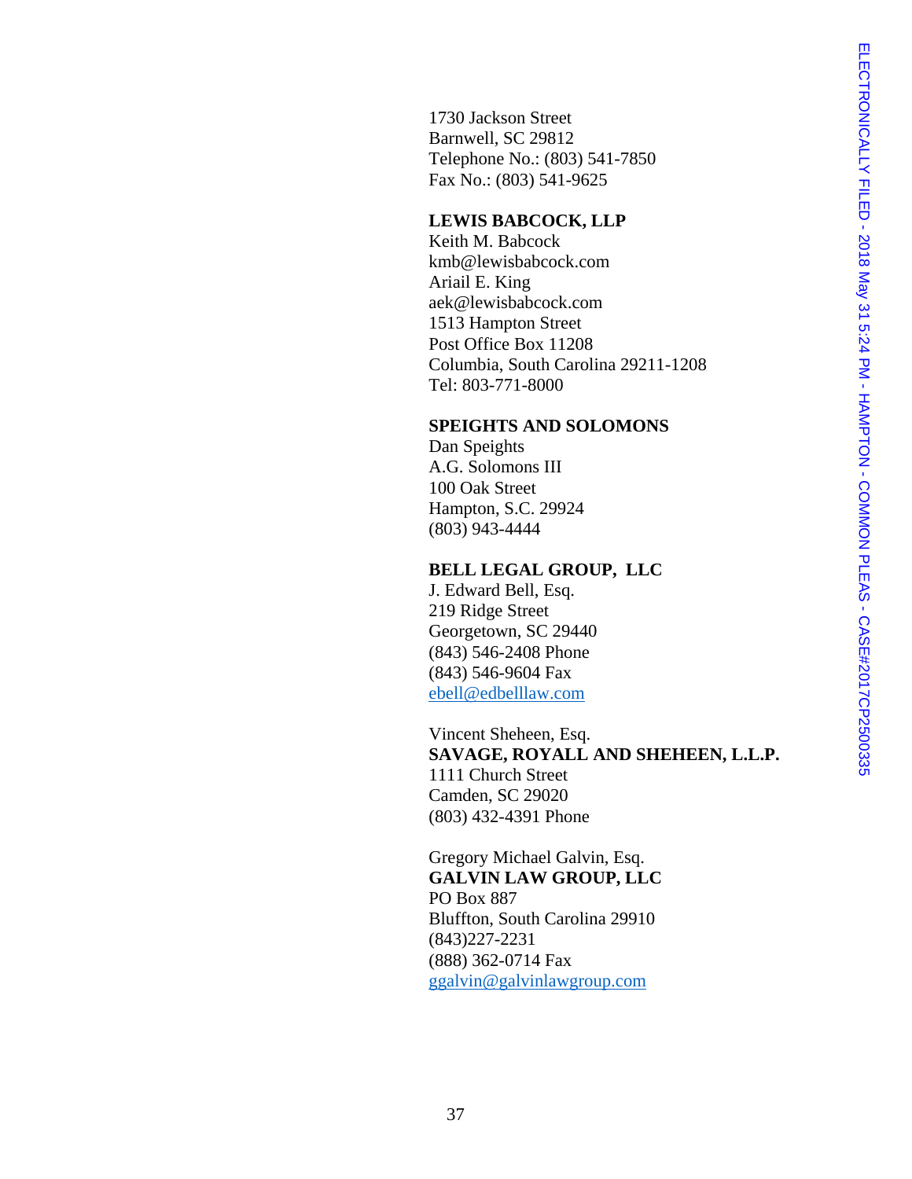1730 Jackson Street
Barnwell, SC 29812
Telephone No.: (803) 541-7850
Fax No.: (803) 541-9625

**LEWIS BABCOCK, LLP**
Keith M. Babcock
kmb@lewisbabcock.com
Ariail E. King
aek@lewisbabcock.com
1513 Hampton Street
Post Office Box 11208
Columbia, South Carolina 29211-1208
Tel: 803-771-8000

**SPEIGHTS AND SOLOMONS**
Dan Speights
A.G. Solomons III
100 Oak Street
Hampton, S.C. 29924
(803) 943-4444

**BELL LEGAL GROUP, LLC**
J. Edward Bell, Esq.
219 Ridge Street
Georgetown, SC 29440
(843) 546-2408 Phone
(843) 546-9604 Fax
ebell@edbelllaw.com

Vincent Sheheen, Esq.
**SAVAGE, ROYALL AND SHEHEEN, L.L.P.**
1111 Church Street
Camden, SC 29020
(803) 432-4391 Phone

Gregory Michael Galvin, Esq.
**GALVIN LAW GROUP, LLC**
PO Box 887
Bluffton, South Carolina 29910
(843)227-2231
(888) 362-0714 Fax
ggalvin@galvinlawgroup.com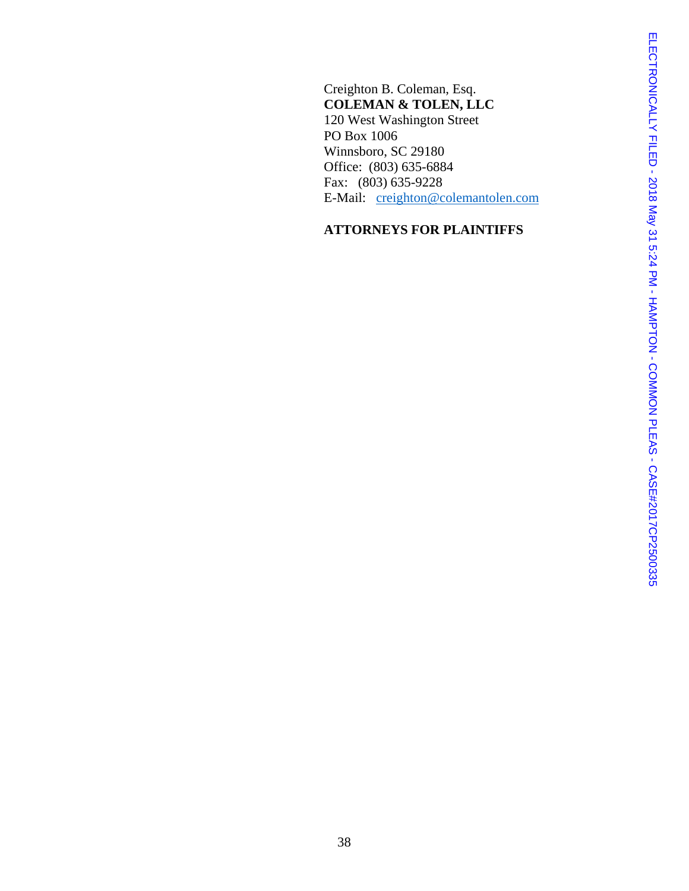Creighton B. Coleman, Esq.
**COLEMAN & TOLEN, LLC**
120 West Washington Street
PO Box 1006
Winnsboro, SC 29180
Office: (803) 635-6884
Fax: (803) 635-9228
E-Mail: creighton@colemantolen.com

**ATTORNEYS FOR PLAINTIFFS**

ELECTRONICALLY FILED - 2018 May 31 5:24 PM - HAMPTON - COMMON PLEAS - CASE#2017CP2500335